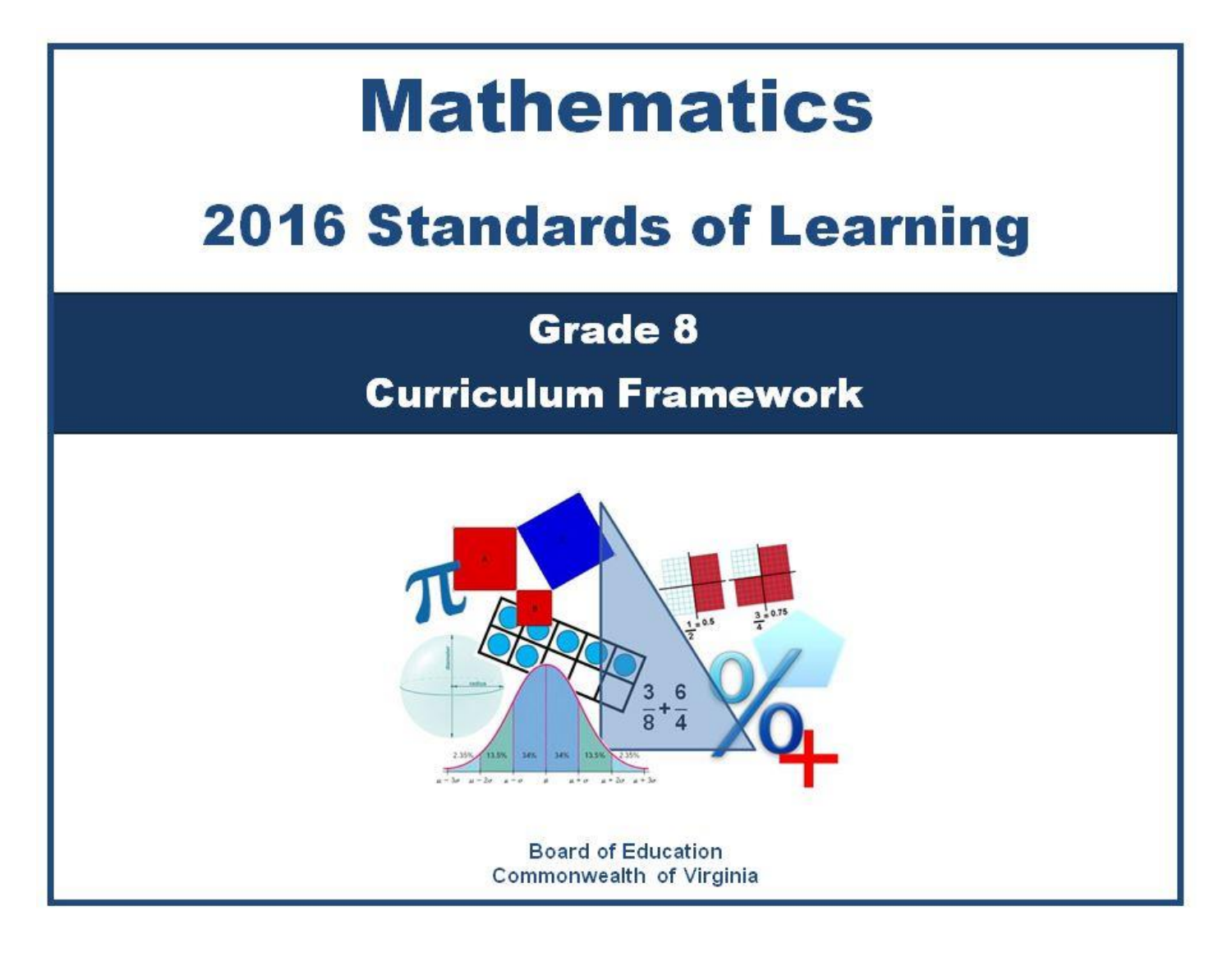# Mathematics

## 2016 Standards of Learning

### Grade 8

### Curriculum Framework

Board of Education
Commonwealth of Virginia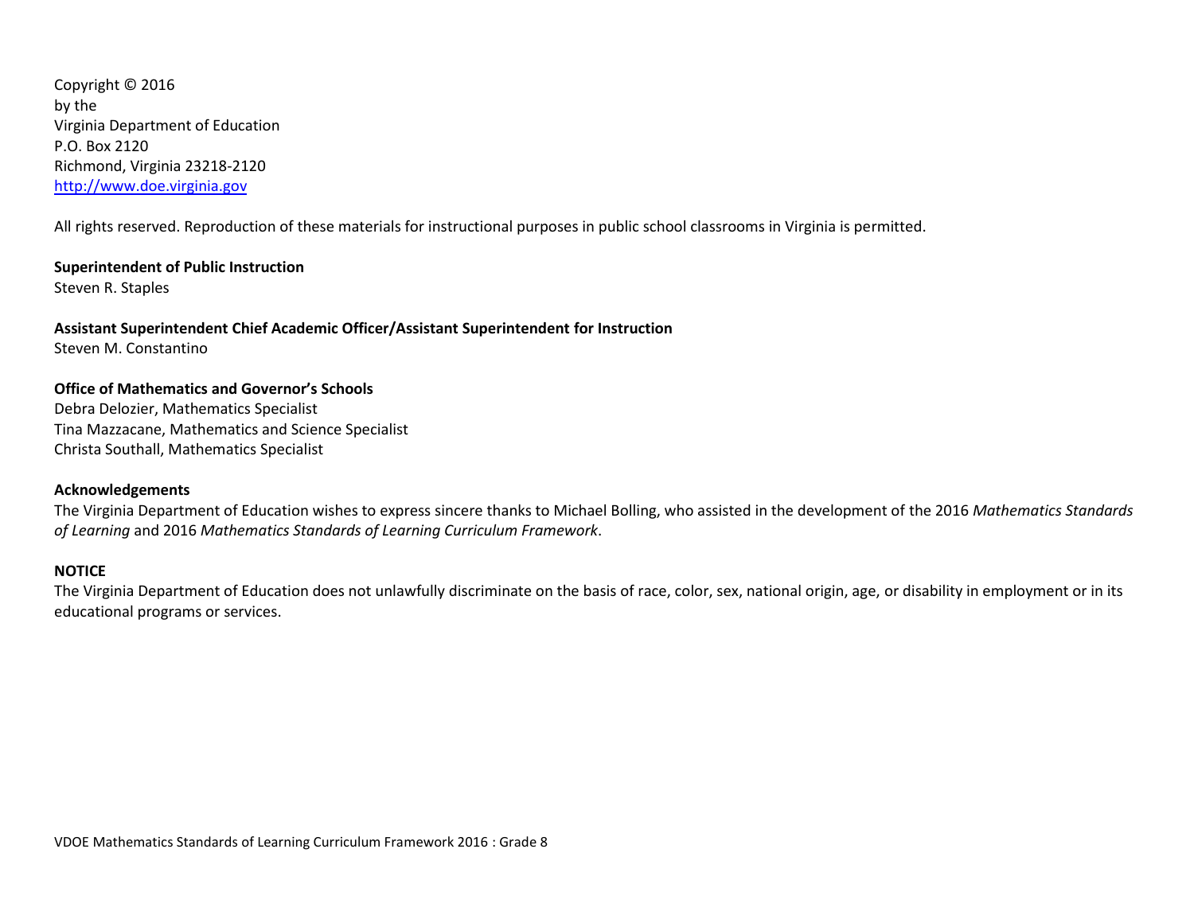Copyright © 2016
by the
Virginia Department of Education
P.O. Box 2120
Richmond, Virginia 23218-2120
[http://www.doe.virginia.gov](http://www.doe.virginia.gov)

All rights reserved. Reproduction of these materials for instructional purposes in public school classrooms in Virginia is permitted.

**Superintendent of Public Instruction**
Steven R. Staples

**Assistant Superintendent Chief Academic Officer/Assistant Superintendent for Instruction**
Steven M. Constantino

**Office of Mathematics and Governor's Schools**
Debra Delozier, Mathematics Specialist
Tina Mazzacane, Mathematics and Science Specialist
Christa Southall, Mathematics Specialist

**Acknowledgements**
The Virginia Department of Education wishes to express sincere thanks to Michael Bolling, who assisted in the development of the 2016 *Mathematics Standards of Learning* and 2016 *Mathematics Standards of Learning Curriculum Framework*.

**NOTICE**
The Virginia Department of Education does not unlawfully discriminate on the basis of race, color, sex, national origin, age, or disability in employment or in its educational programs or services.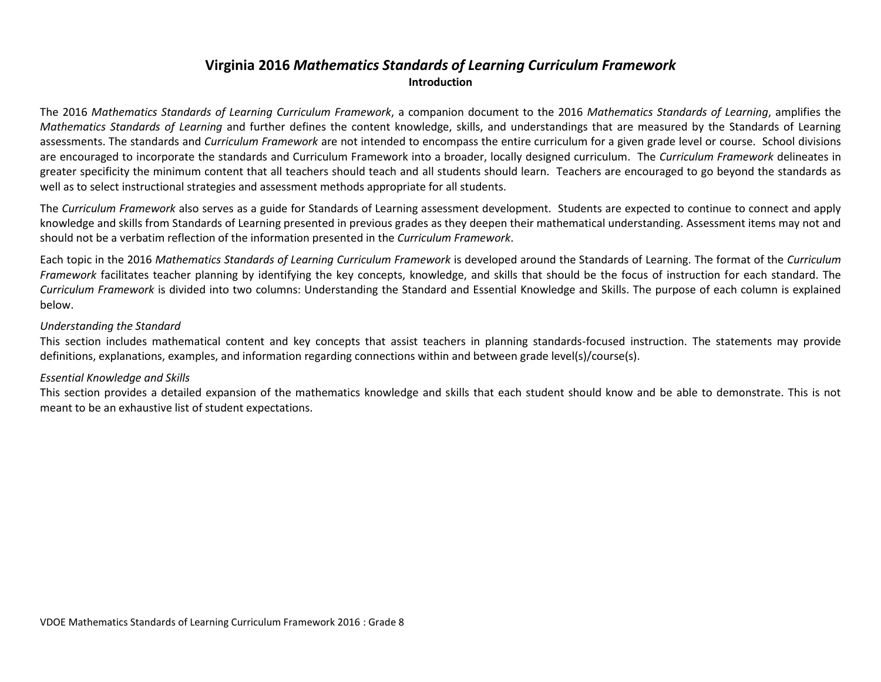# Virginia 2016 *Mathematics Standards of Learning Curriculum Framework*

**Introduction**

The 2016 *Mathematics Standards of Learning Curriculum Framework*, a companion document to the 2016 *Mathematics Standards of Learning*, amplifies the *Mathematics Standards of Learning* and further defines the content knowledge, skills, and understandings that are measured by the Standards of Learning assessments. The standards and *Curriculum Framework* are not intended to encompass the entire curriculum for a given grade level or course. School divisions are encouraged to incorporate the standards and Curriculum Framework into a broader, locally designed curriculum. The *Curriculum Framework* delineates in greater specificity the minimum content that all teachers should teach and all students should learn. Teachers are encouraged to go beyond the standards as well as to select instructional strategies and assessment methods appropriate for all students.

The *Curriculum Framework* also serves as a guide for Standards of Learning assessment development. Students are expected to continue to connect and apply knowledge and skills from Standards of Learning presented in previous grades as they deepen their mathematical understanding. Assessment items may not and should not be a verbatim reflection of the information presented in the *Curriculum Framework*.

Each topic in the 2016 *Mathematics Standards of Learning Curriculum Framework* is developed around the Standards of Learning. The format of the *Curriculum Framework* facilitates teacher planning by identifying the key concepts, knowledge, and skills that should be the focus of instruction for each standard. The *Curriculum Framework* is divided into two columns: Understanding the Standard and Essential Knowledge and Skills. The purpose of each column is explained below.

*Understanding the Standard*
This section includes mathematical content and key concepts that assist teachers in planning standards-focused instruction. The statements may provide definitions, explanations, examples, and information regarding connections within and between grade level(s)/course(s).

*Essential Knowledge and Skills*
This section provides a detailed expansion of the mathematics knowledge and skills that each student should know and be able to demonstrate. This is not meant to be an exhaustive list of student expectations.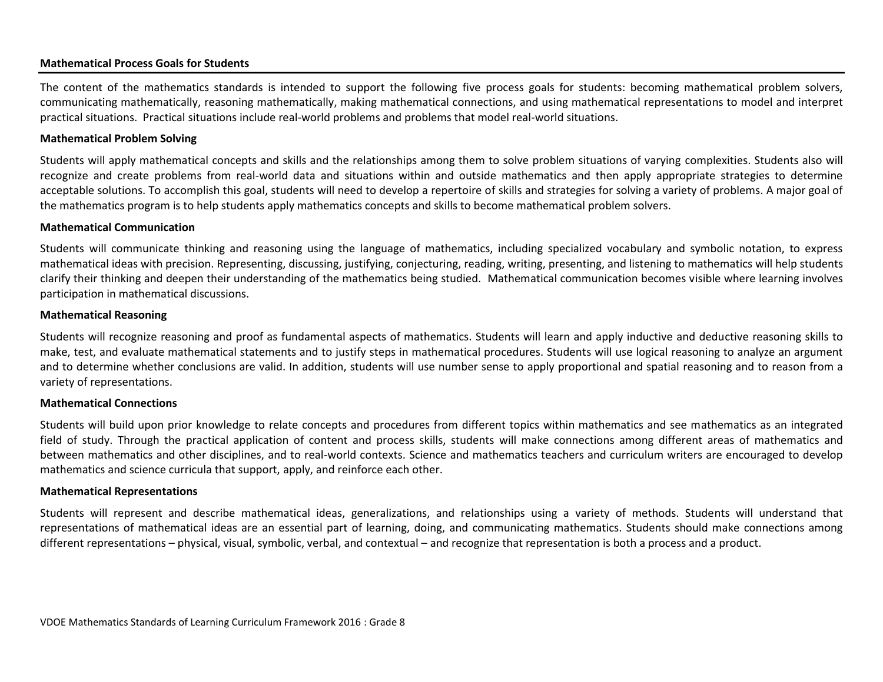## Mathematical Process Goals for Students

The content of the mathematics standards is intended to support the following five process goals for students: becoming mathematical problem solvers, communicating mathematically, reasoning mathematically, making mathematical connections, and using mathematical representations to model and interpret practical situations. Practical situations include real-world problems and problems that model real-world situations.

### Mathematical Problem Solving

Students will apply mathematical concepts and skills and the relationships among them to solve problem situations of varying complexities. Students also will recognize and create problems from real-world data and situations within and outside mathematics and then apply appropriate strategies to determine acceptable solutions. To accomplish this goal, students will need to develop a repertoire of skills and strategies for solving a variety of problems. A major goal of the mathematics program is to help students apply mathematics concepts and skills to become mathematical problem solvers.

### Mathematical Communication

Students will communicate thinking and reasoning using the language of mathematics, including specialized vocabulary and symbolic notation, to express mathematical ideas with precision. Representing, discussing, justifying, conjecturing, reading, writing, presenting, and listening to mathematics will help students clarify their thinking and deepen their understanding of the mathematics being studied. Mathematical communication becomes visible where learning involves participation in mathematical discussions.

### Mathematical Reasoning

Students will recognize reasoning and proof as fundamental aspects of mathematics. Students will learn and apply inductive and deductive reasoning skills to make, test, and evaluate mathematical statements and to justify steps in mathematical procedures. Students will use logical reasoning to analyze an argument and to determine whether conclusions are valid. In addition, students will use number sense to apply proportional and spatial reasoning and to reason from a variety of representations.

### Mathematical Connections

Students will build upon prior knowledge to relate concepts and procedures from different topics within mathematics and see mathematics as an integrated field of study. Through the practical application of content and process skills, students will make connections among different areas of mathematics and between mathematics and other disciplines, and to real-world contexts. Science and mathematics teachers and curriculum writers are encouraged to develop mathematics and science curricula that support, apply, and reinforce each other.

### Mathematical Representations

Students will represent and describe mathematical ideas, generalizations, and relationships using a variety of methods. Students will understand that representations of mathematical ideas are an essential part of learning, doing, and communicating mathematics. Students should make connections among different representations – physical, visual, symbolic, verbal, and contextual – and recognize that representation is both a process and a product.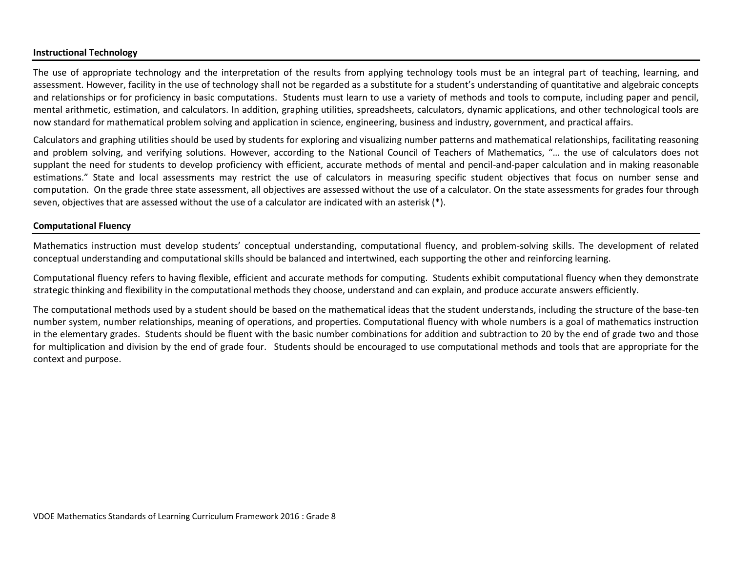**Instructional Technology**

The use of appropriate technology and the interpretation of the results from applying technology tools must be an integral part of teaching, learning, and assessment. However, facility in the use of technology shall not be regarded as a substitute for a student's understanding of quantitative and algebraic concepts and relationships or for proficiency in basic computations. Students must learn to use a variety of methods and tools to compute, including paper and pencil, mental arithmetic, estimation, and calculators. In addition, graphing utilities, spreadsheets, calculators, dynamic applications, and other technological tools are now standard for mathematical problem solving and application in science, engineering, business and industry, government, and practical affairs.

Calculators and graphing utilities should be used by students for exploring and visualizing number patterns and mathematical relationships, facilitating reasoning and problem solving, and verifying solutions. However, according to the National Council of Teachers of Mathematics, "… the use of calculators does not supplant the need for students to develop proficiency with efficient, accurate methods of mental and pencil-and-paper calculation and in making reasonable estimations." State and local assessments may restrict the use of calculators in measuring specific student objectives that focus on number sense and computation. On the grade three state assessment, all objectives are assessed without the use of a calculator. On the state assessments for grades four through seven, objectives that are assessed without the use of a calculator are indicated with an asterisk (*).

**Computational Fluency**

Mathematics instruction must develop students' conceptual understanding, computational fluency, and problem-solving skills. The development of related conceptual understanding and computational skills should be balanced and intertwined, each supporting the other and reinforcing learning.

Computational fluency refers to having flexible, efficient and accurate methods for computing. Students exhibit computational fluency when they demonstrate strategic thinking and flexibility in the computational methods they choose, understand and can explain, and produce accurate answers efficiently.

The computational methods used by a student should be based on the mathematical ideas that the student understands, including the structure of the base-ten number system, number relationships, meaning of operations, and properties. Computational fluency with whole numbers is a goal of mathematics instruction in the elementary grades. Students should be fluent with the basic number combinations for addition and subtraction to 20 by the end of grade two and those for multiplication and division by the end of grade four. Students should be encouraged to use computational methods and tools that are appropriate for the context and purpose.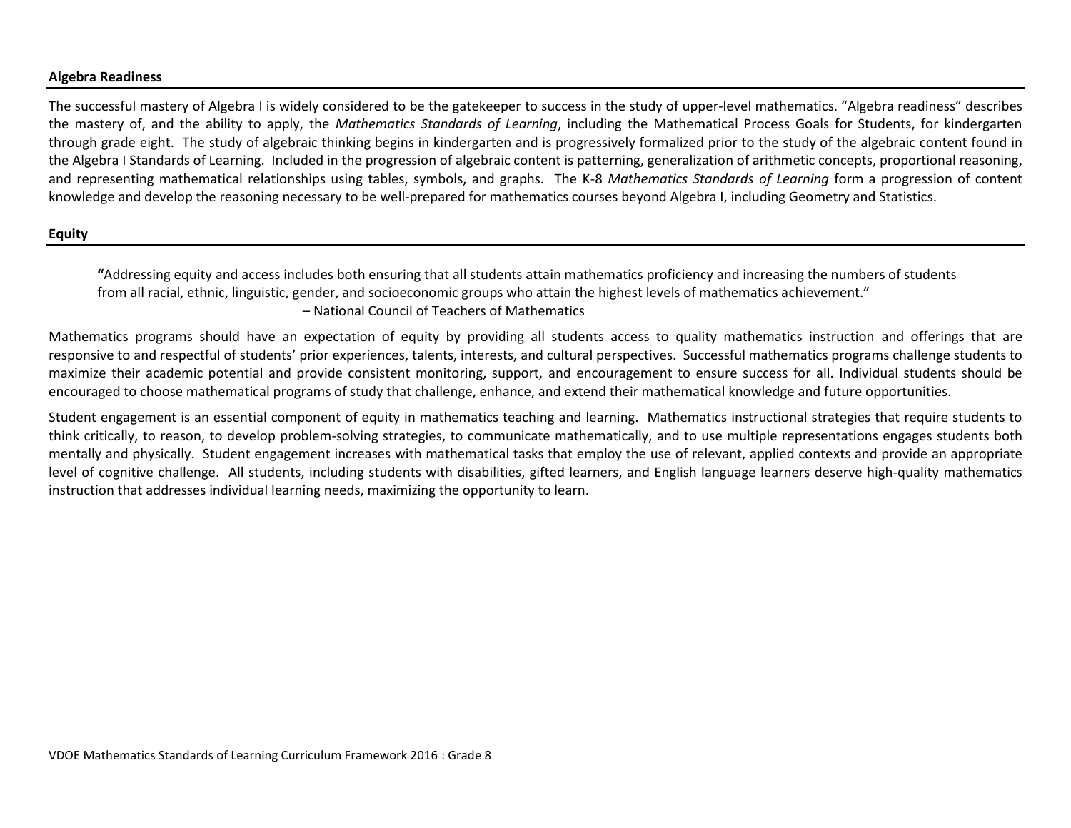## Algebra Readiness

The successful mastery of Algebra I is widely considered to be the gatekeeper to success in the study of upper-level mathematics. "Algebra readiness" describes the mastery of, and the ability to apply, the *Mathematics Standards of Learning*, including the Mathematical Process Goals for Students, for kindergarten through grade eight. The study of algebraic thinking begins in kindergarten and is progressively formalized prior to the study of the algebraic content found in the Algebra I Standards of Learning. Included in the progression of algebraic content is patterning, generalization of arithmetic concepts, proportional reasoning, and representing mathematical relationships using tables, symbols, and graphs. The K-8 *Mathematics Standards of Learning* form a progression of content knowledge and develop the reasoning necessary to be well-prepared for mathematics courses beyond Algebra I, including Geometry and Statistics.

## Equity

> "Addressing equity and access includes both ensuring that all students attain mathematics proficiency and increasing the numbers of students from all racial, ethnic, linguistic, gender, and socioeconomic groups who attain the highest levels of mathematics achievement."
>
> – National Council of Teachers of Mathematics

Mathematics programs should have an expectation of equity by providing all students access to quality mathematics instruction and offerings that are responsive to and respectful of students' prior experiences, talents, interests, and cultural perspectives. Successful mathematics programs challenge students to maximize their academic potential and provide consistent monitoring, support, and encouragement to ensure success for all. Individual students should be encouraged to choose mathematical programs of study that challenge, enhance, and extend their mathematical knowledge and future opportunities.

Student engagement is an essential component of equity in mathematics teaching and learning. Mathematics instructional strategies that require students to think critically, to reason, to develop problem-solving strategies, to communicate mathematically, and to use multiple representations engages students both mentally and physically. Student engagement increases with mathematical tasks that employ the use of relevant, applied contexts and provide an appropriate level of cognitive challenge. All students, including students with disabilities, gifted learners, and English language learners deserve high-quality mathematics instruction that addresses individual learning needs, maximizing the opportunity to learn.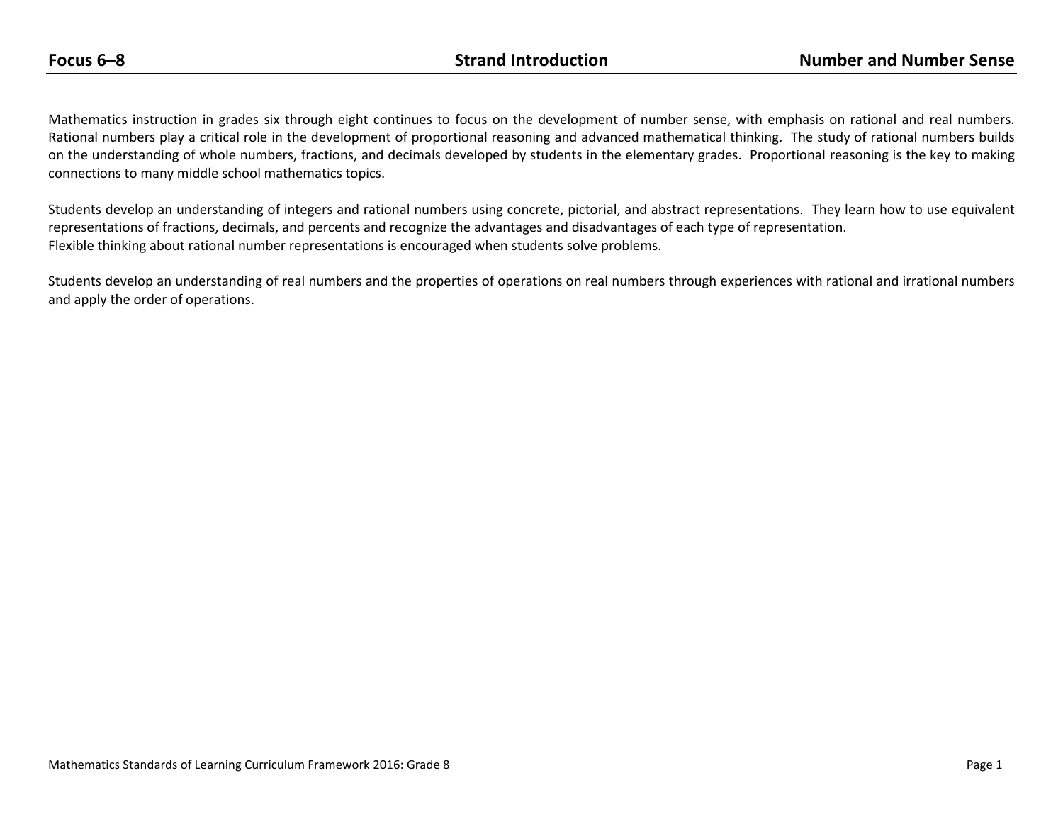**Focus 6–8** **Strand Introduction** **Number and Number Sense**

Mathematics instruction in grades six through eight continues to focus on the development of number sense, with emphasis on rational and real numbers. Rational numbers play a critical role in the development of proportional reasoning and advanced mathematical thinking. The study of rational numbers builds on the understanding of whole numbers, fractions, and decimals developed by students in the elementary grades. Proportional reasoning is the key to making connections to many middle school mathematics topics.

Students develop an understanding of integers and rational numbers using concrete, pictorial, and abstract representations. They learn how to use equivalent representations of fractions, decimals, and percents and recognize the advantages and disadvantages of each type of representation.
Flexible thinking about rational number representations is encouraged when students solve problems.

Students develop an understanding of real numbers and the properties of operations on real numbers through experiences with rational and irrational numbers and apply the order of operations.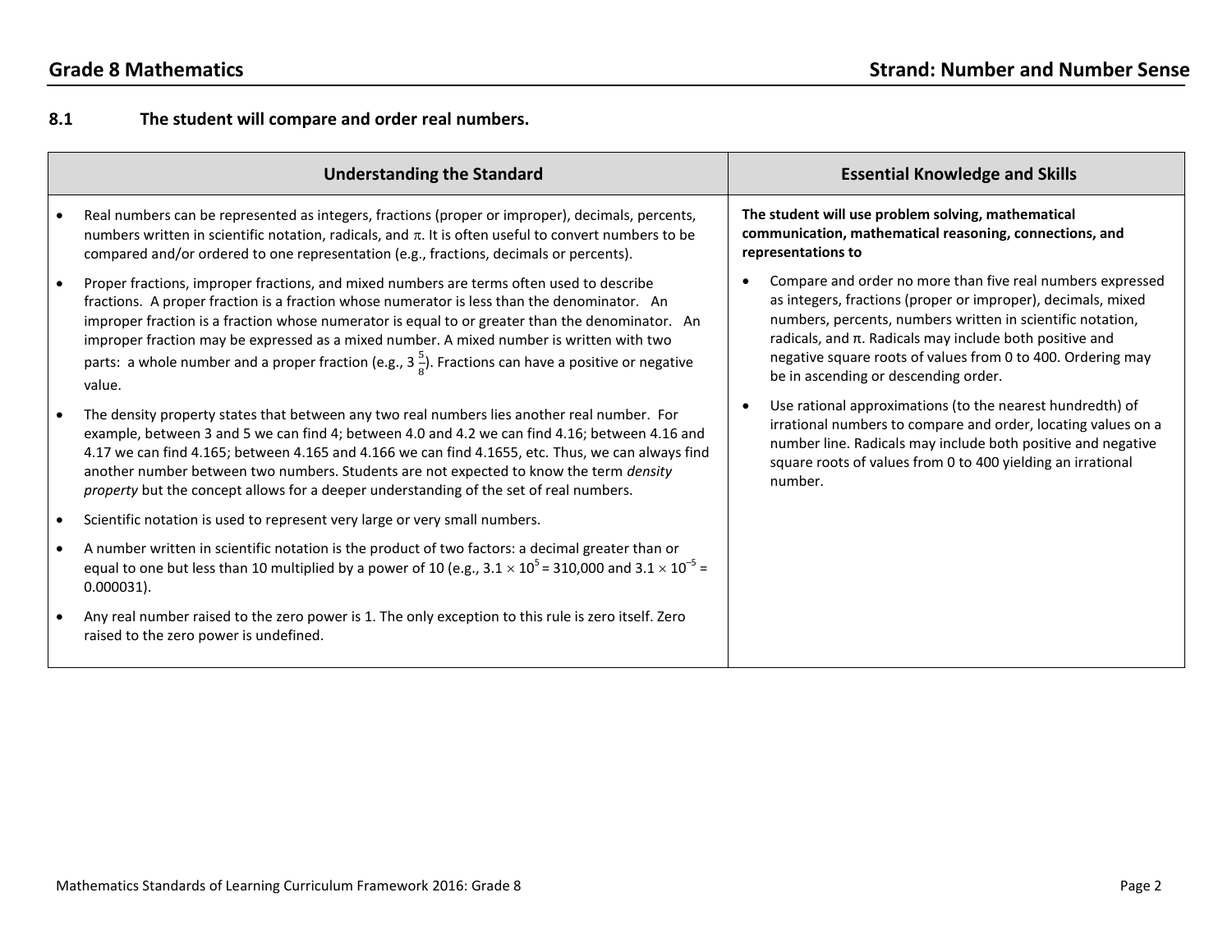## Grade 8 Mathematics — Strand: Number and Number Sense

### 8.1 The student will compare and order real numbers.

| Understanding the Standard | Essential Knowledge and Skills |
|---|---|
| • Real numbers can be represented as integers, fractions (proper or improper), decimals, percents, numbers written in scientific notation, radicals, and π. It is often useful to convert numbers to be compared and/or ordered to one representation (e.g., fractions, decimals or percents).<br><br>• Proper fractions, improper fractions, and mixed numbers are terms often used to describe fractions. A proper fraction is a fraction whose numerator is less than the denominator. An improper fraction is a fraction whose numerator is equal to or greater than the denominator. An improper fraction may be expressed as a mixed number. A mixed number is written with two parts: a whole number and a proper fraction (e.g., $3\frac{5}{8}$). Fractions can have a positive or negative value.<br><br>• The density property states that between any two real numbers lies another real number. For example, between 3 and 5 we can find 4; between 4.0 and 4.2 we can find 4.16; between 4.16 and 4.17 we can find 4.165; between 4.165 and 4.166 we can find 4.1655, etc. Thus, we can always find another number between two numbers. Students are not expected to know the term *density property* but the concept allows for a deeper understanding of the set of real numbers.<br><br>• Scientific notation is used to represent very large or very small numbers.<br><br>• A number written in scientific notation is the product of two factors: a decimal greater than or equal to one but less than 10 multiplied by a power of 10 (e.g., $3.1 \times 10^5 = 310{,}000$ and $3.1 \times 10^{-5} = 0.000031$).<br><br>• Any real number raised to the zero power is 1. The only exception to this rule is zero itself. Zero raised to the zero power is undefined. | **The student will use problem solving, mathematical communication, mathematical reasoning, connections, and representations to**<br><br>• Compare and order no more than five real numbers expressed as integers, fractions (proper or improper), decimals, mixed numbers, percents, numbers written in scientific notation, radicals, and π. Radicals may include both positive and negative square roots of values from 0 to 400. Ordering may be in ascending or descending order.<br><br>• Use rational approximations (to the nearest hundredth) of irrational numbers to compare and order, locating values on a number line. Radicals may include both positive and negative square roots of values from 0 to 400 yielding an irrational number. |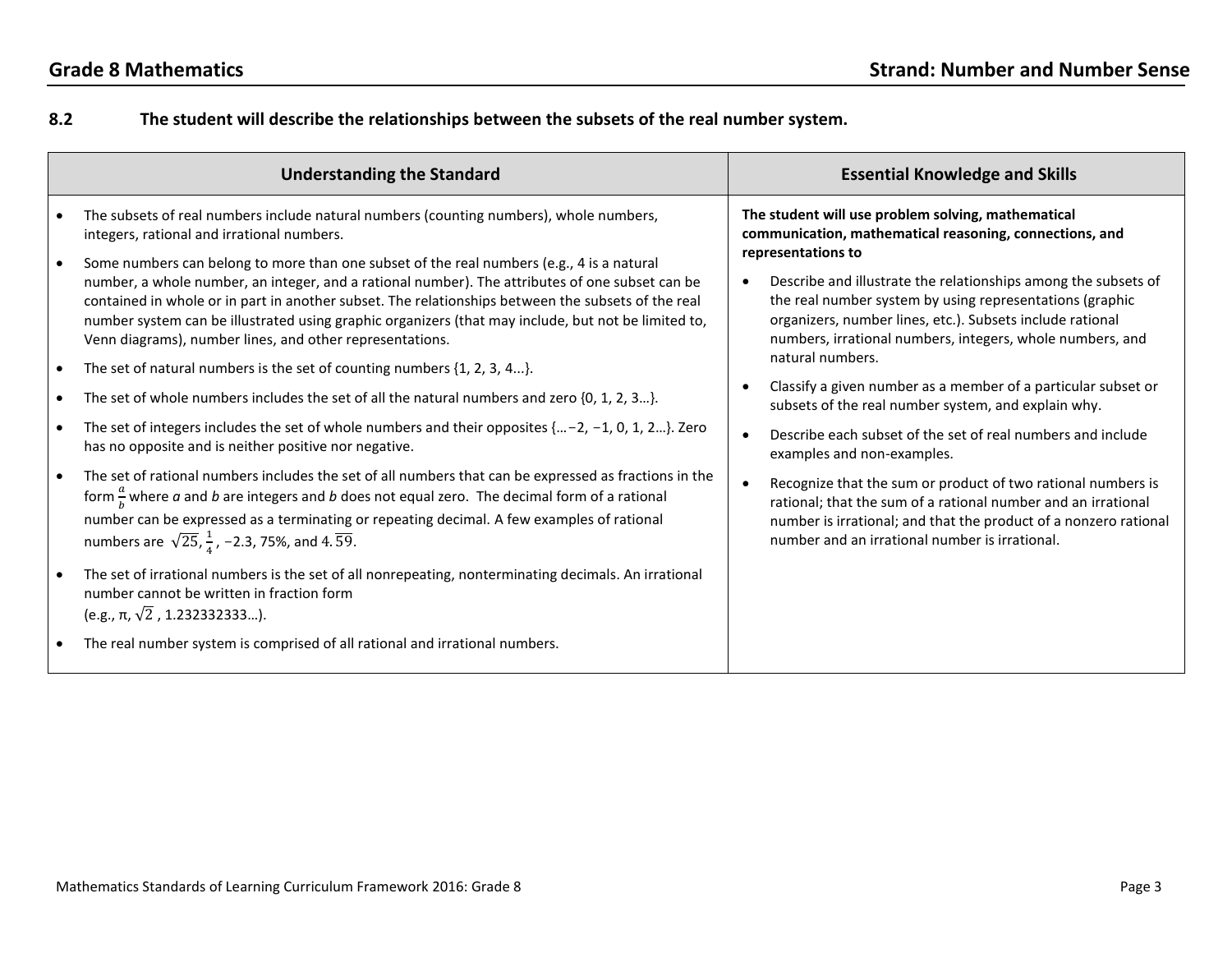## Grade 8 Mathematics — Strand: Number and Number Sense

### 8.2 The student will describe the relationships between the subsets of the real number system.

| Understanding the Standard | Essential Knowledge and Skills |
|---|---|
| • The subsets of real numbers include natural numbers (counting numbers), whole numbers, integers, rational and irrational numbers.<br>• Some numbers can belong to more than one subset of the real numbers (e.g., 4 is a natural number, a whole number, an integer, and a rational number). The attributes of one subset can be contained in whole or in part in another subset. The relationships between the subsets of the real number system can be illustrated using graphic organizers (that may include, but not be limited to, Venn diagrams), number lines, and other representations.<br>• The set of natural numbers is the set of counting numbers {1, 2, 3, 4...}.<br>• The set of whole numbers includes the set of all the natural numbers and zero {0, 1, 2, 3…}.<br>• The set of integers includes the set of whole numbers and their opposites {…−2, −1, 0, 1, 2…}. Zero has no opposite and is neither positive nor negative.<br>• The set of rational numbers includes the set of all numbers that can be expressed as fractions in the form $\frac{a}{b}$ where *a* and *b* are integers and *b* does not equal zero. The decimal form of a rational number can be expressed as a terminating or repeating decimal. A few examples of rational numbers are $\sqrt{25}$, $\frac{1}{4}$, −2.3, 75%, and $4.\overline{59}$.<br>• The set of irrational numbers is the set of all nonrepeating, nonterminating decimals. An irrational number cannot be written in fraction form (e.g., π, $\sqrt{2}$ , 1.232332333…).<br>• The real number system is comprised of all rational and irrational numbers. | **The student will use problem solving, mathematical communication, mathematical reasoning, connections, and representations to**<br>• Describe and illustrate the relationships among the subsets of the real number system by using representations (graphic organizers, number lines, etc.). Subsets include rational numbers, irrational numbers, integers, whole numbers, and natural numbers.<br>• Classify a given number as a member of a particular subset or subsets of the real number system, and explain why.<br>• Describe each subset of the set of real numbers and include examples and non-examples.<br>• Recognize that the sum or product of two rational numbers is rational; that the sum of a rational number and an irrational number is irrational; and that the product of a nonzero rational number and an irrational number is irrational. |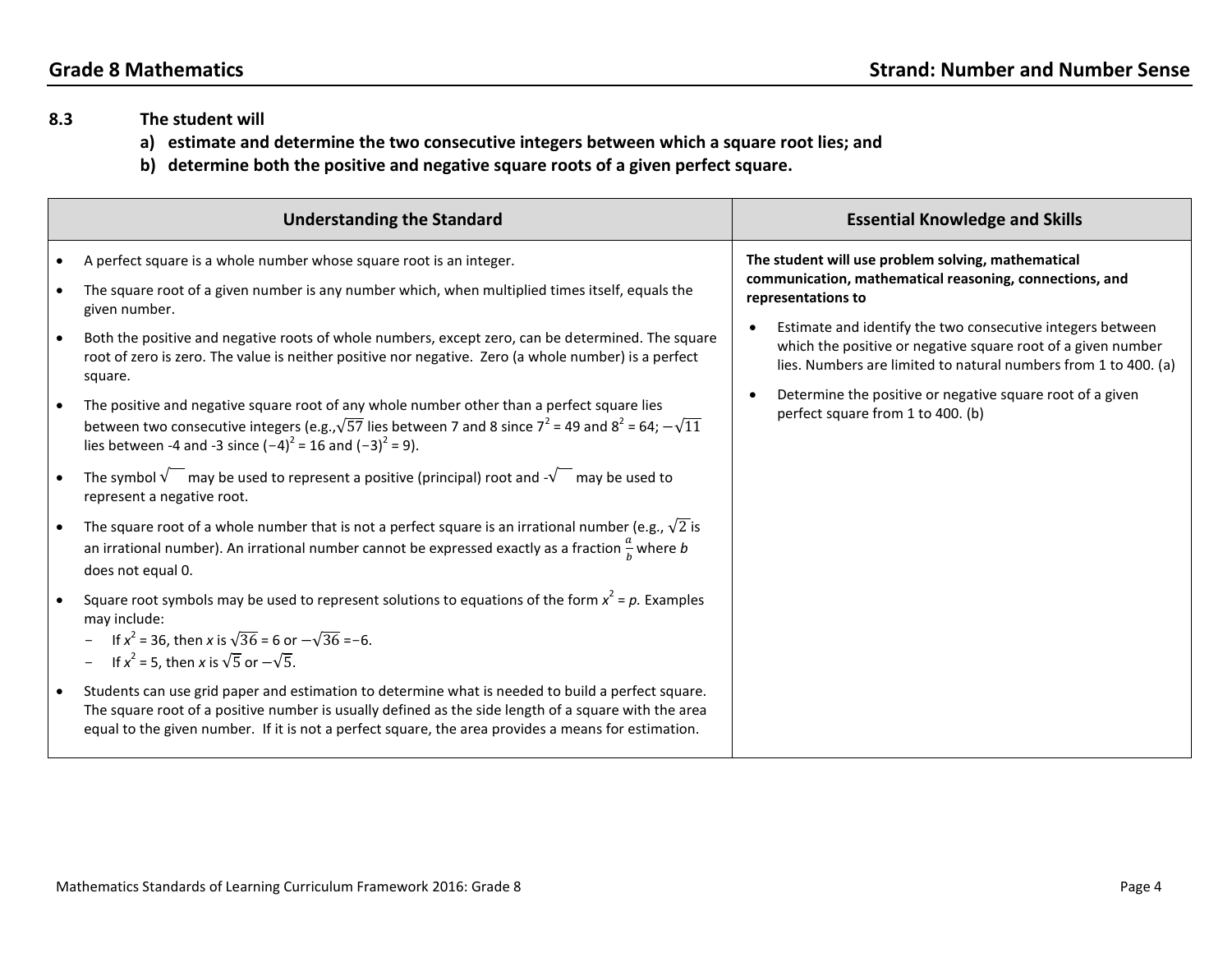## Grade 8 Mathematics — Strand: Number and Number Sense

**8.3 The student will**

**a) estimate and determine the two consecutive integers between which a square root lies; and**

**b) determine both the positive and negative square roots of a given perfect square.**

| Understanding the Standard | Essential Knowledge and Skills |
| --- | --- |
| • A perfect square is a whole number whose square root is an integer.<br>• The square root of a given number is any number which, when multiplied times itself, equals the given number.<br>• Both the positive and negative roots of whole numbers, except zero, can be determined. The square root of zero is zero. The value is neither positive nor negative. Zero (a whole number) is a perfect square.<br>• The positive and negative square root of any whole number other than a perfect square lies between two consecutive integers (e.g., $\sqrt{57}$ lies between 7 and 8 since $7^2 = 49$ and $8^2 = 64$; $-\sqrt{11}$ lies between -4 and -3 since $(-4)^2 = 16$ and $(-3)^2 = 9$).<br>• The symbol $\sqrt{\quad}$ may be used to represent a positive (principal) root and $-\sqrt{\quad}$ may be used to represent a negative root.<br>• The square root of a whole number that is not a perfect square is an irrational number (e.g., $\sqrt{2}$ is an irrational number). An irrational number cannot be expressed exactly as a fraction $\frac{a}{b}$ where *b* does not equal 0.<br>• Square root symbols may be used to represent solutions to equations of the form $x^2 = p$. Examples may include:<br>− If $x^2 = 36$, then $x$ is $\sqrt{36} = 6$ or $-\sqrt{36} = -6$.<br>− If $x^2 = 5$, then $x$ is $\sqrt{5}$ or $-\sqrt{5}$.<br>• Students can use grid paper and estimation to determine what is needed to build a perfect square. The square root of a positive number is usually defined as the side length of a square with the area equal to the given number. If it is not a perfect square, the area provides a means for estimation. | **The student will use problem solving, mathematical communication, mathematical reasoning, connections, and representations to**<br>• Estimate and identify the two consecutive integers between which the positive or negative square root of a given number lies. Numbers are limited to natural numbers from 1 to 400. (a)<br>• Determine the positive or negative square root of a given perfect square from 1 to 400. (b) |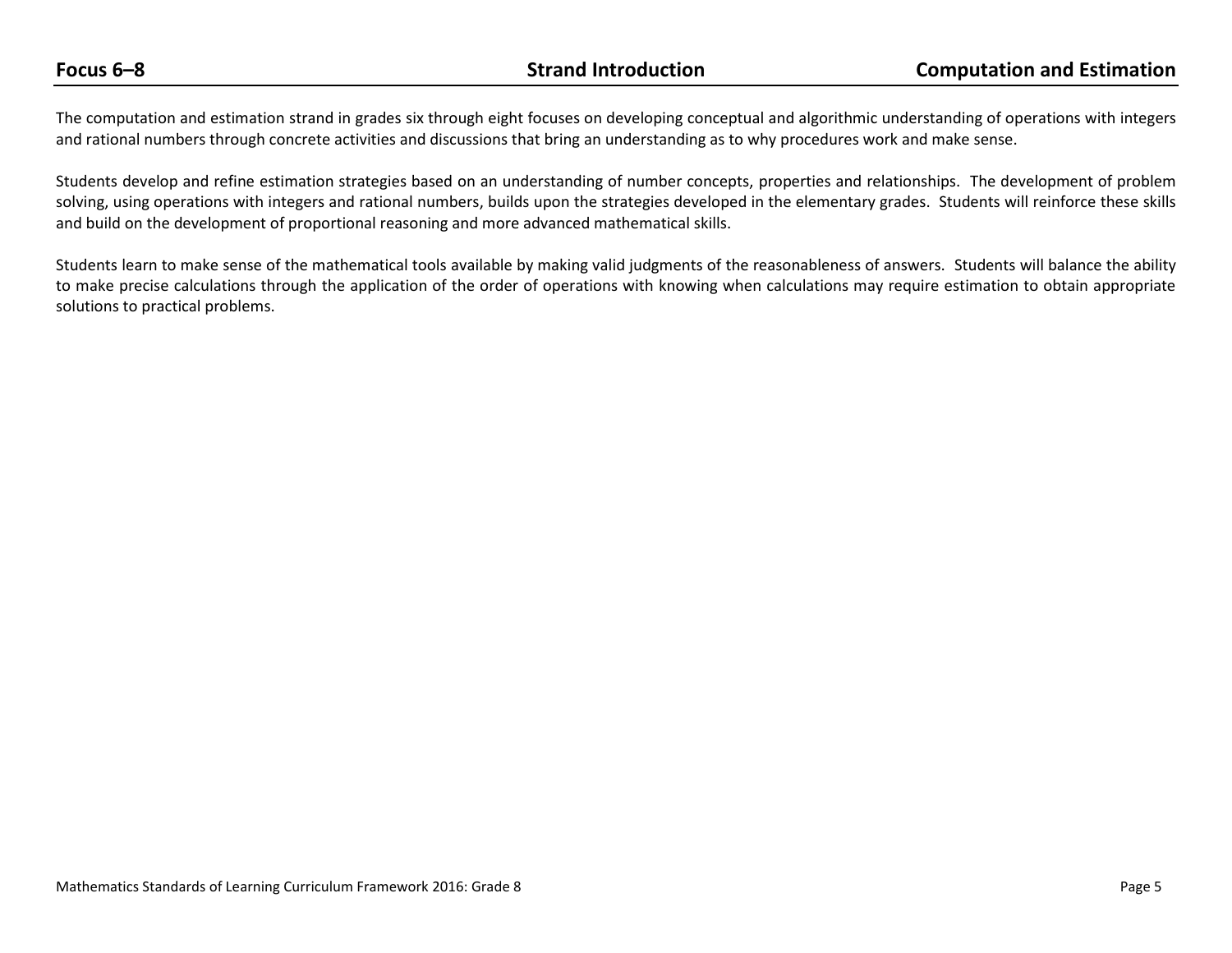The computation and estimation strand in grades six through eight focuses on developing conceptual and algorithmic understanding of operations with integers and rational numbers through concrete activities and discussions that bring an understanding as to why procedures work and make sense.

Students develop and refine estimation strategies based on an understanding of number concepts, properties and relationships. The development of problem solving, using operations with integers and rational numbers, builds upon the strategies developed in the elementary grades. Students will reinforce these skills and build on the development of proportional reasoning and more advanced mathematical skills.

Students learn to make sense of the mathematical tools available by making valid judgments of the reasonableness of answers. Students will balance the ability to make precise calculations through the application of the order of operations with knowing when calculations may require estimation to obtain appropriate solutions to practical problems.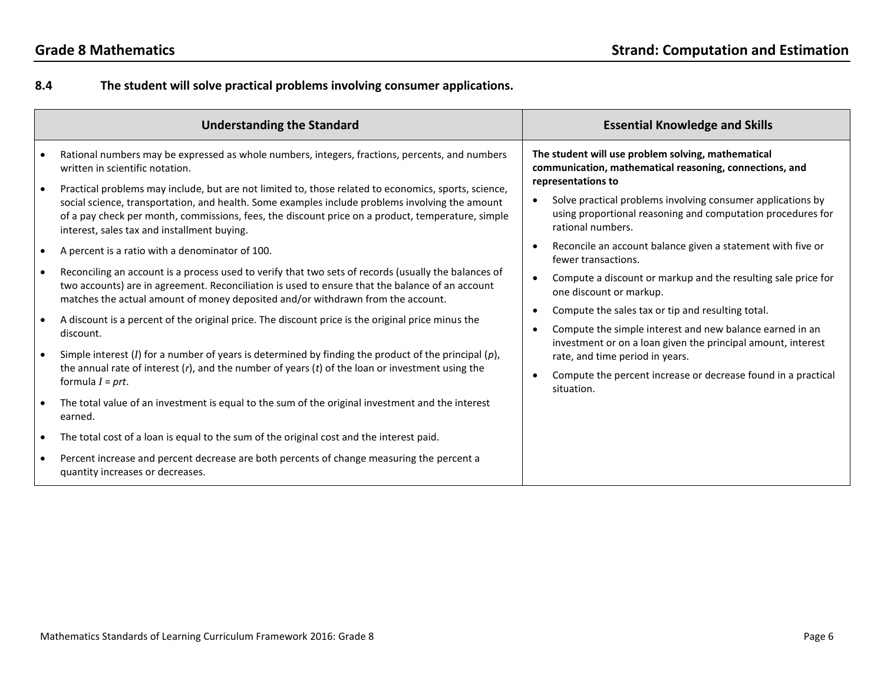**8.4 The student will solve practical problems involving consumer applications.**

| Understanding the Standard | Essential Knowledge and Skills |
|---|---|
| • Rational numbers may be expressed as whole numbers, integers, fractions, percents, and numbers written in scientific notation.<br>• Practical problems may include, but are not limited to, those related to economics, sports, science, social science, transportation, and health. Some examples include problems involving the amount of a pay check per month, commissions, fees, the discount price on a product, temperature, simple interest, sales tax and installment buying.<br>• A percent is a ratio with a denominator of 100.<br>• Reconciling an account is a process used to verify that two sets of records (usually the balances of two accounts) are in agreement. Reconciliation is used to ensure that the balance of an account matches the actual amount of money deposited and/or withdrawn from the account.<br>• A discount is a percent of the original price. The discount price is the original price minus the discount.<br>• Simple interest ($I$) for a number of years is determined by finding the product of the principal ($p$), the annual rate of interest ($r$), and the number of years ($t$) of the loan or investment using the formula $I = prt$.<br>• The total value of an investment is equal to the sum of the original investment and the interest earned.<br>• The total cost of a loan is equal to the sum of the original cost and the interest paid.<br>• Percent increase and percent decrease are both percents of change measuring the percent a quantity increases or decreases. | **The student will use problem solving, mathematical communication, mathematical reasoning, connections, and representations to**<br>• Solve practical problems involving consumer applications by using proportional reasoning and computation procedures for rational numbers.<br>• Reconcile an account balance given a statement with five or fewer transactions.<br>• Compute a discount or markup and the resulting sale price for one discount or markup.<br>• Compute the sales tax or tip and resulting total.<br>• Compute the simple interest and new balance earned in an investment or on a loan given the principal amount, interest rate, and time period in years.<br>• Compute the percent increase or decrease found in a practical situation. |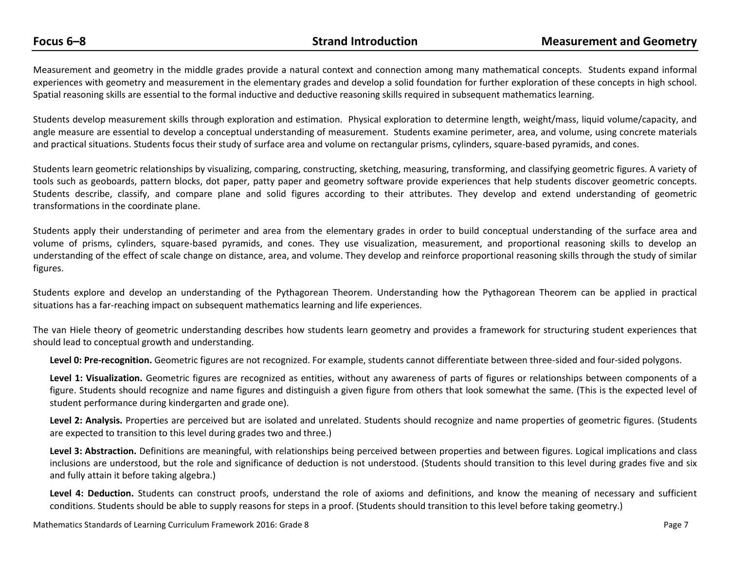Measurement and geometry in the middle grades provide a natural context and connection among many mathematical concepts. Students expand informal experiences with geometry and measurement in the elementary grades and develop a solid foundation for further exploration of these concepts in high school. Spatial reasoning skills are essential to the formal inductive and deductive reasoning skills required in subsequent mathematics learning.

Students develop measurement skills through exploration and estimation. Physical exploration to determine length, weight/mass, liquid volume/capacity, and angle measure are essential to develop a conceptual understanding of measurement. Students examine perimeter, area, and volume, using concrete materials and practical situations. Students focus their study of surface area and volume on rectangular prisms, cylinders, square-based pyramids, and cones.

Students learn geometric relationships by visualizing, comparing, constructing, sketching, measuring, transforming, and classifying geometric figures. A variety of tools such as geoboards, pattern blocks, dot paper, patty paper and geometry software provide experiences that help students discover geometric concepts. Students describe, classify, and compare plane and solid figures according to their attributes. They develop and extend understanding of geometric transformations in the coordinate plane.

Students apply their understanding of perimeter and area from the elementary grades in order to build conceptual understanding of the surface area and volume of prisms, cylinders, square-based pyramids, and cones. They use visualization, measurement, and proportional reasoning skills to develop an understanding of the effect of scale change on distance, area, and volume. They develop and reinforce proportional reasoning skills through the study of similar figures.

Students explore and develop an understanding of the Pythagorean Theorem. Understanding how the Pythagorean Theorem can be applied in practical situations has a far-reaching impact on subsequent mathematics learning and life experiences.

The van Hiele theory of geometric understanding describes how students learn geometry and provides a framework for structuring student experiences that should lead to conceptual growth and understanding.

**Level 0: Pre-recognition.** Geometric figures are not recognized. For example, students cannot differentiate between three-sided and four-sided polygons.

**Level 1: Visualization.** Geometric figures are recognized as entities, without any awareness of parts of figures or relationships between components of a figure. Students should recognize and name figures and distinguish a given figure from others that look somewhat the same. (This is the expected level of student performance during kindergarten and grade one).

**Level 2: Analysis.** Properties are perceived but are isolated and unrelated. Students should recognize and name properties of geometric figures. (Students are expected to transition to this level during grades two and three.)

**Level 3: Abstraction.** Definitions are meaningful, with relationships being perceived between properties and between figures. Logical implications and class inclusions are understood, but the role and significance of deduction is not understood. (Students should transition to this level during grades five and six and fully attain it before taking algebra.)

**Level 4: Deduction.** Students can construct proofs, understand the role of axioms and definitions, and know the meaning of necessary and sufficient conditions. Students should be able to supply reasons for steps in a proof. (Students should transition to this level before taking geometry.)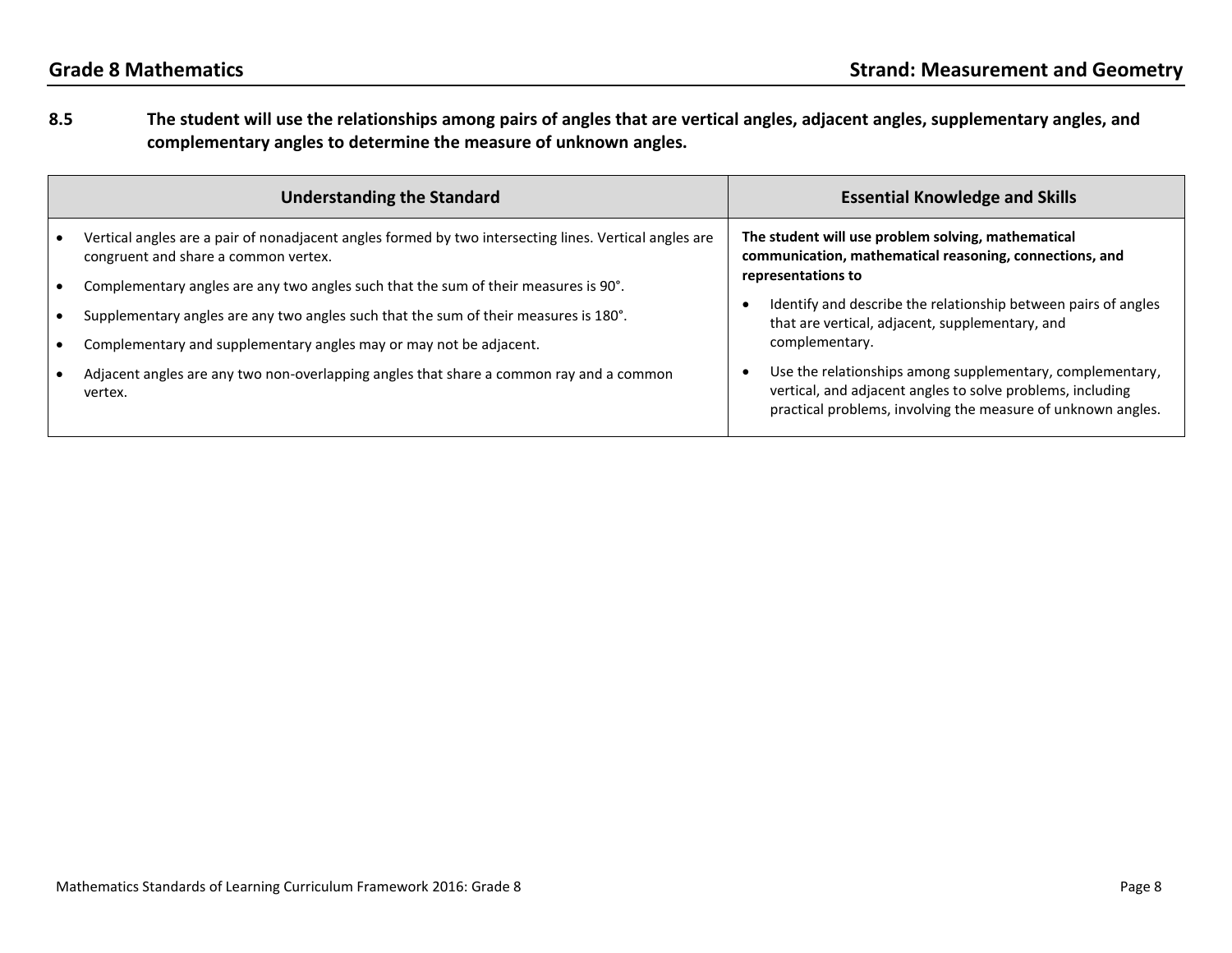**8.5 The student will use the relationships among pairs of angles that are vertical angles, adjacent angles, supplementary angles, and complementary angles to determine the measure of unknown angles.**

| Understanding the Standard | Essential Knowledge and Skills |
|---|---|
| • Vertical angles are a pair of nonadjacent angles formed by two intersecting lines. Vertical angles are congruent and share a common vertex.<br>• Complementary angles are any two angles such that the sum of their measures is 90°.<br>• Supplementary angles are any two angles such that the sum of their measures is 180°.<br>• Complementary and supplementary angles may or may not be adjacent.<br>• Adjacent angles are any two non-overlapping angles that share a common ray and a common vertex. | **The student will use problem solving, mathematical communication, mathematical reasoning, connections, and representations to**<br>• Identify and describe the relationship between pairs of angles that are vertical, adjacent, supplementary, and complementary.<br>• Use the relationships among supplementary, complementary, vertical, and adjacent angles to solve problems, including practical problems, involving the measure of unknown angles. |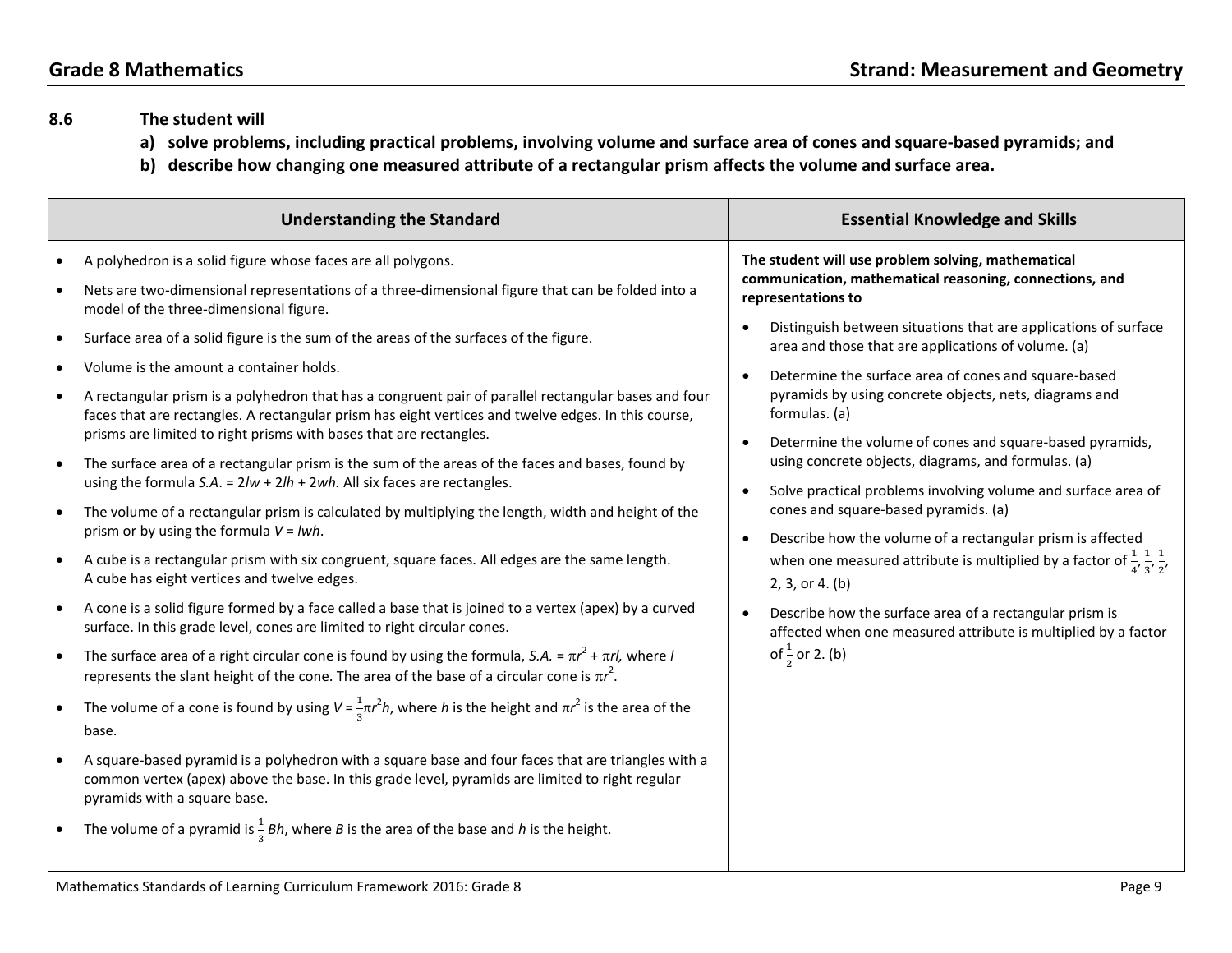## Grade 8 Mathematics — Strand: Measurement and Geometry

**8.6 The student will**

**a) solve problems, including practical problems, involving volume and surface area of cones and square-based pyramids; and**

**b) describe how changing one measured attribute of a rectangular prism affects the volume and surface area.**

| Understanding the Standard | Essential Knowledge and Skills |
|---|---|
| • A polyhedron is a solid figure whose faces are all polygons.<br>• Nets are two-dimensional representations of a three-dimensional figure that can be folded into a model of the three-dimensional figure.<br>• Surface area of a solid figure is the sum of the areas of the surfaces of the figure.<br>• Volume is the amount a container holds.<br>• A rectangular prism is a polyhedron that has a congruent pair of parallel rectangular bases and four faces that are rectangles. A rectangular prism has eight vertices and twelve edges. In this course, prisms are limited to right prisms with bases that are rectangles.<br>• The surface area of a rectangular prism is the sum of the areas of the faces and bases, found by using the formula $S.A. = 2lw + 2lh + 2wh$. All six faces are rectangles.<br>• The volume of a rectangular prism is calculated by multiplying the length, width and height of the prism or by using the formula $V = lwh$.<br>• A cube is a rectangular prism with six congruent, square faces. All edges are the same length. A cube has eight vertices and twelve edges.<br>• A cone is a solid figure formed by a face called a base that is joined to a vertex (apex) by a curved surface. In this grade level, cones are limited to right circular cones.<br>• The surface area of a right circular cone is found by using the formula, $S.A. = \pi r^2 + \pi rl$, where $l$ represents the slant height of the cone. The area of the base of a circular cone is $\pi r^2$.<br>• The volume of a cone is found by using $V = \frac{1}{3}\pi r^2 h$, where $h$ is the height and $\pi r^2$ is the area of the base.<br>• A square-based pyramid is a polyhedron with a square base and four faces that are triangles with a common vertex (apex) above the base. In this grade level, pyramids are limited to right regular pyramids with a square base.<br>• The volume of a pyramid is $\frac{1}{3}Bh$, where $B$ is the area of the base and $h$ is the height. | **The student will use problem solving, mathematical communication, mathematical reasoning, connections, and representations to**<br>• Distinguish between situations that are applications of surface area and those that are applications of volume. (a)<br>• Determine the surface area of cones and square-based pyramids by using concrete objects, nets, diagrams and formulas. (a)<br>• Determine the volume of cones and square-based pyramids, using concrete objects, diagrams, and formulas. (a)<br>• Solve practical problems involving volume and surface area of cones and square-based pyramids. (a)<br>• Describe how the volume of a rectangular prism is affected when one measured attribute is multiplied by a factor of $\frac{1}{4}$, $\frac{1}{3}$, $\frac{1}{2}$, 2, 3, or 4. (b)<br>• Describe how the surface area of a rectangular prism is affected when one measured attribute is multiplied by a factor of $\frac{1}{2}$ or 2. (b) |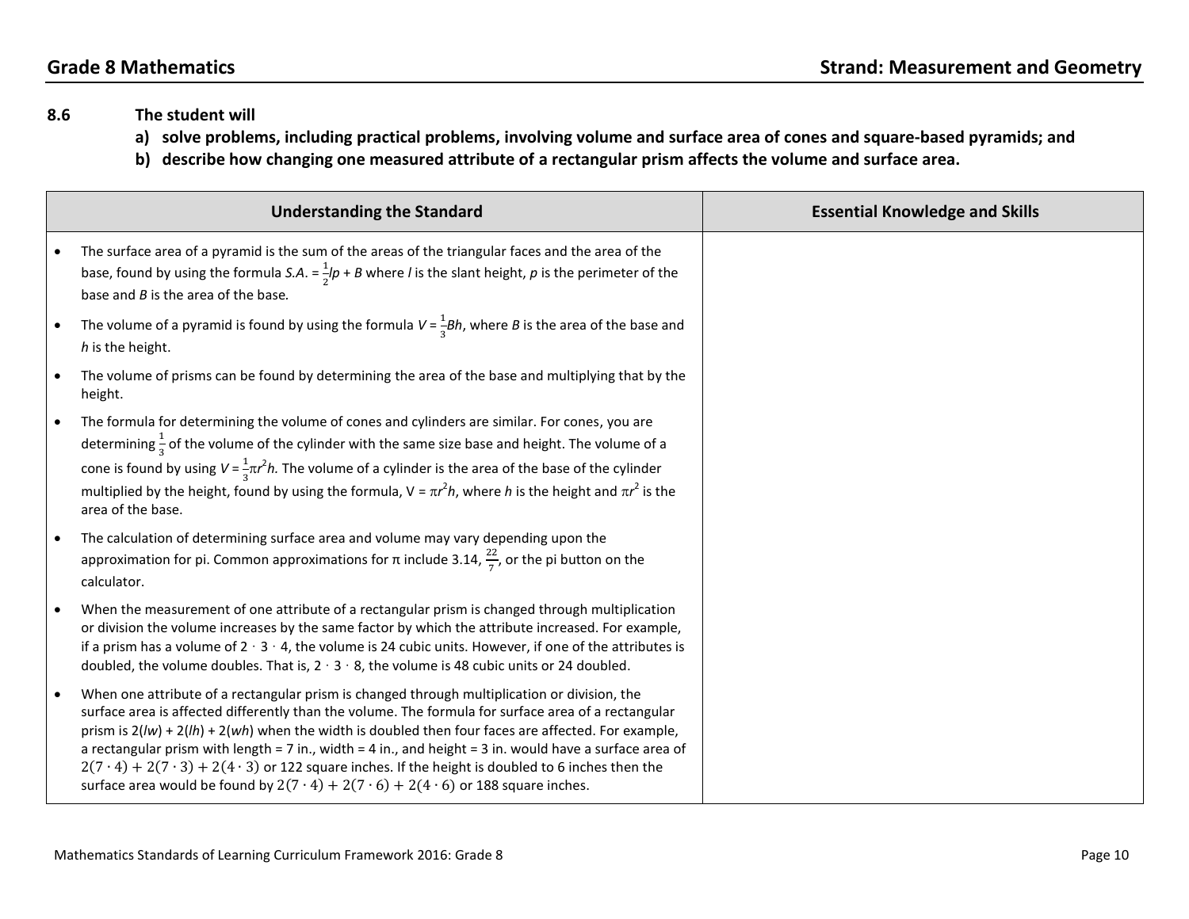**8.6 The student will**

**a) solve problems, including practical problems, involving volume and surface area of cones and square-based pyramids; and**

**b) describe how changing one measured attribute of a rectangular prism affects the volume and surface area.**

| Understanding the Standard | Essential Knowledge and Skills |
|---|---|
| • The surface area of a pyramid is the sum of the areas of the triangular faces and the area of the base, found by using the formula $S.A. = \frac{1}{2}lp + B$ where $l$ is the slant height, $p$ is the perimeter of the base and $B$ is the area of the base.<br>• The volume of a pyramid is found by using the formula $V = \frac{1}{3}Bh$, where $B$ is the area of the base and $h$ is the height.<br>• The volume of prisms can be found by determining the area of the base and multiplying that by the height.<br>• The formula for determining the volume of cones and cylinders are similar. For cones, you are determining $\frac{1}{3}$ of the volume of the cylinder with the same size base and height. The volume of a cone is found by using $V = \frac{1}{3}\pi r^2 h$. The volume of a cylinder is the area of the base of the cylinder multiplied by the height, found by using the formula, $V = \pi r^2 h$, where $h$ is the height and $\pi r^2$ is the area of the base.<br>• The calculation of determining surface area and volume may vary depending upon the approximation for pi. Common approximations for π include 3.14, $\frac{22}{7}$, or the pi button on the calculator.<br>• When the measurement of one attribute of a rectangular prism is changed through multiplication or division the volume increases by the same factor by which the attribute increased. For example, if a prism has a volume of $2 \cdot 3 \cdot 4$, the volume is 24 cubic units. However, if one of the attributes is doubled, the volume doubles. That is, $2 \cdot 3 \cdot 8$, the volume is 48 cubic units or 24 doubled.<br>• When one attribute of a rectangular prism is changed through multiplication or division, the surface area is affected differently than the volume. The formula for surface area of a rectangular prism is $2(lw) + 2(lh) + 2(wh)$ when the width is doubled then four faces are affected. For example, a rectangular prism with length = 7 in., width = 4 in., and height = 3 in. would have a surface area of $2(7 \cdot 4) + 2(7 \cdot 3) + 2(4 \cdot 3)$ or 122 square inches. If the height is doubled to 6 inches then the surface area would be found by $2(7 \cdot 4) + 2(7 \cdot 6) + 2(4 \cdot 6)$ or 188 square inches. | |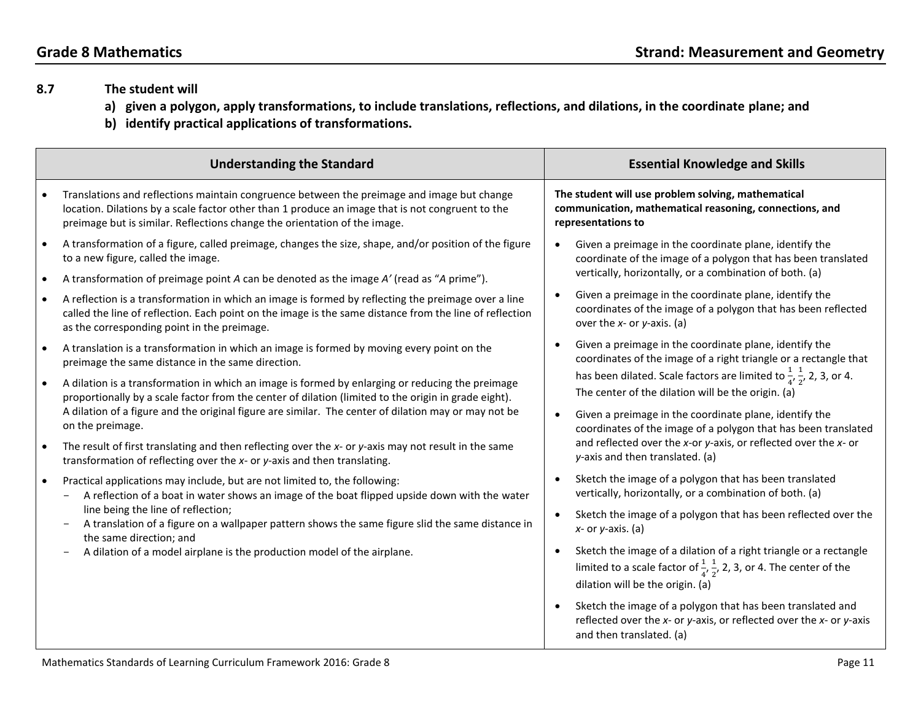**Grade 8 Mathematics** **Strand: Measurement and Geometry**

**8.7 The student will**

**a) given a polygon, apply transformations, to include translations, reflections, and dilations, in the coordinate plane; and**

**b) identify practical applications of transformations.**

| Understanding the Standard | Essential Knowledge and Skills |
|---|---|
| • Translations and reflections maintain congruence between the preimage and image but change location. Dilations by a scale factor other than 1 produce an image that is not congruent to the preimage but is similar. Reflections change the orientation of the image.<br>• A transformation of a figure, called preimage, changes the size, shape, and/or position of the figure to a new figure, called the image.<br>• A transformation of preimage point *A* can be denoted as the image *A′* (read as "*A* prime").<br>• A reflection is a transformation in which an image is formed by reflecting the preimage over a line called the line of reflection. Each point on the image is the same distance from the line of reflection as the corresponding point in the preimage.<br>• A translation is a transformation in which an image is formed by moving every point on the preimage the same distance in the same direction.<br>• A dilation is a transformation in which an image is formed by enlarging or reducing the preimage proportionally by a scale factor from the center of dilation (limited to the origin in grade eight). A dilation of a figure and the original figure are similar. The center of dilation may or may not be on the preimage.<br>• The result of first translating and then reflecting over the *x*- or *y*-axis may not result in the same transformation of reflecting over the *x*- or *y*-axis and then translating.<br>• Practical applications may include, but are not limited to, the following:<br>&nbsp;&nbsp;- A reflection of a boat in water shows an image of the boat flipped upside down with the water line being the line of reflection;<br>&nbsp;&nbsp;- A translation of a figure on a wallpaper pattern shows the same figure slid the same distance in the same direction; and<br>&nbsp;&nbsp;- A dilation of a model airplane is the production model of the airplane. | **The student will use problem solving, mathematical communication, mathematical reasoning, connections, and representations to**<br>• Given a preimage in the coordinate plane, identify the coordinate of the image of a polygon that has been translated vertically, horizontally, or a combination of both. (a)<br>• Given a preimage in the coordinate plane, identify the coordinates of the image of a polygon that has been reflected over the *x*- or *y*-axis. (a)<br>• Given a preimage in the coordinate plane, identify the coordinates of the image of a right triangle or a rectangle that has been dilated. Scale factors are limited to $\frac{1}{4}$, $\frac{1}{2}$, 2, 3, or 4. The center of the dilation will be the origin. (a)<br>• Given a preimage in the coordinate plane, identify the coordinates of the image of a polygon that has been translated and reflected over the *x*-or *y*-axis, or reflected over the *x*- or *y*-axis and then translated. (a)<br>• Sketch the image of a polygon that has been translated vertically, horizontally, or a combination of both. (a)<br>• Sketch the image of a polygon that has been reflected over the *x*- or *y*-axis. (a)<br>• Sketch the image of a dilation of a right triangle or a rectangle limited to a scale factor of $\frac{1}{4}$, $\frac{1}{2}$, 2, 3, or 4. The center of the dilation will be the origin. (a)<br>• Sketch the image of a polygon that has been translated and reflected over the *x*- or *y*-axis, or reflected over the *x*- or *y*-axis and then translated. (a) |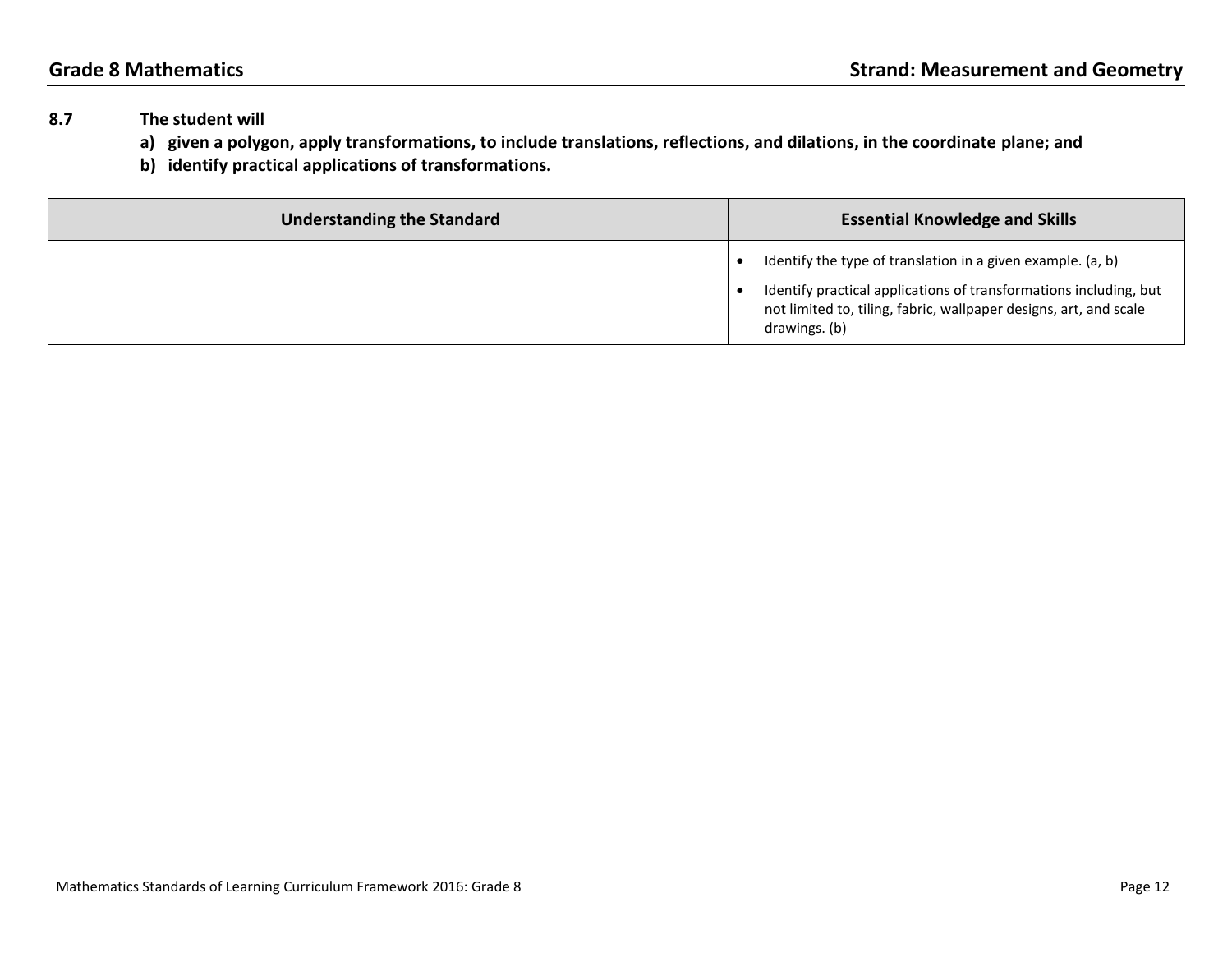**8.7 The student will**

**a) given a polygon, apply transformations, to include translations, reflections, and dilations, in the coordinate plane; and**

**b) identify practical applications of transformations.**

| Understanding the Standard | Essential Knowledge and Skills |
| --- | --- |
| | • Identify the type of translation in a given example. (a, b)<br>• Identify practical applications of transformations including, but not limited to, tiling, fabric, wallpaper designs, art, and scale drawings. (b) |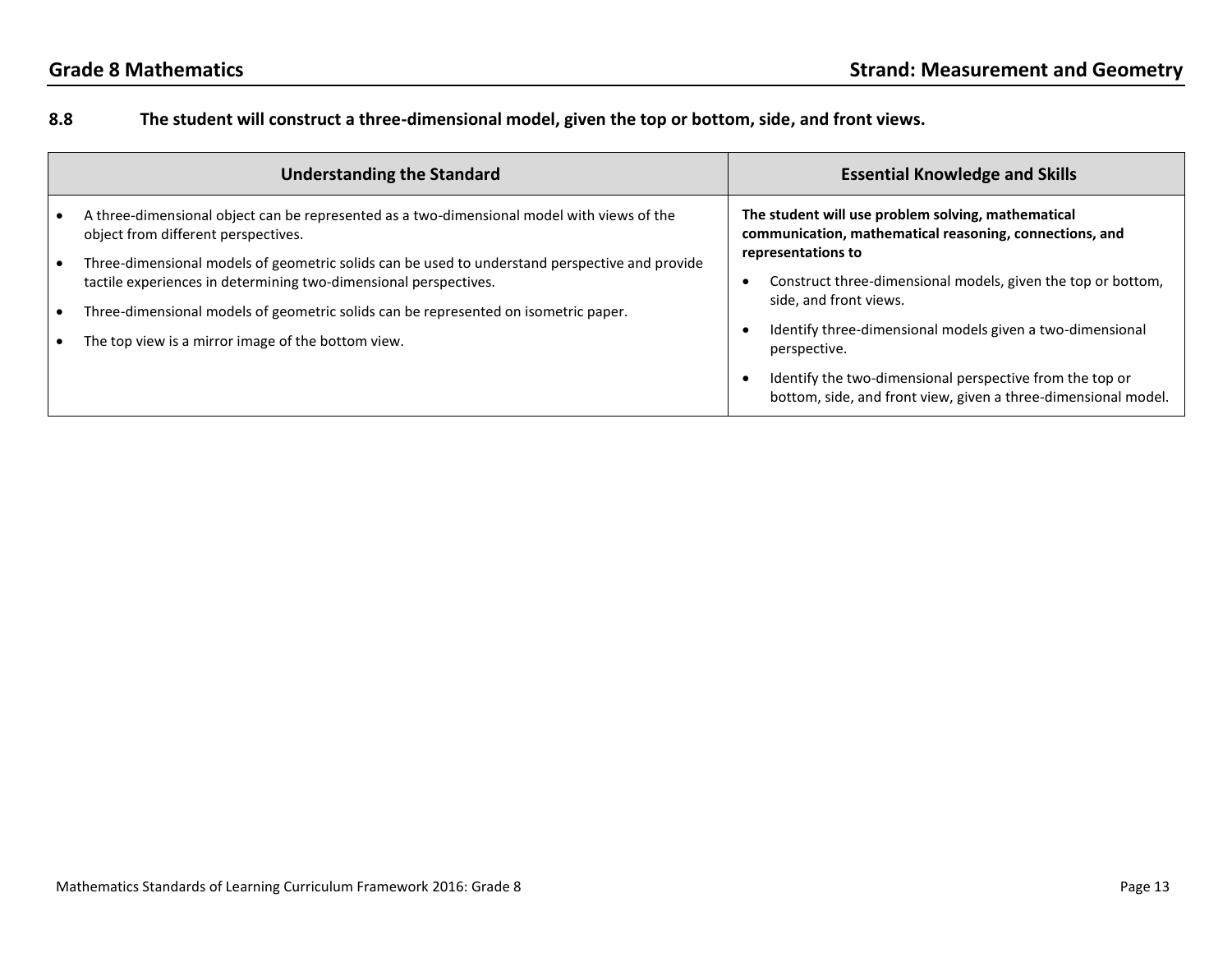## 8.8 The student will construct a three-dimensional model, given the top or bottom, side, and front views.

| Understanding the Standard | Essential Knowledge and Skills |
|---|---|
| • A three-dimensional object can be represented as a two-dimensional model with views of the object from different perspectives.<br>• Three-dimensional models of geometric solids can be used to understand perspective and provide tactile experiences in determining two-dimensional perspectives.<br>• Three-dimensional models of geometric solids can be represented on isometric paper.<br>• The top view is a mirror image of the bottom view. | **The student will use problem solving, mathematical communication, mathematical reasoning, connections, and representations to**<br>• Construct three-dimensional models, given the top or bottom, side, and front views.<br>• Identify three-dimensional models given a two-dimensional perspective.<br>• Identify the two-dimensional perspective from the top or bottom, side, and front view, given a three-dimensional model. |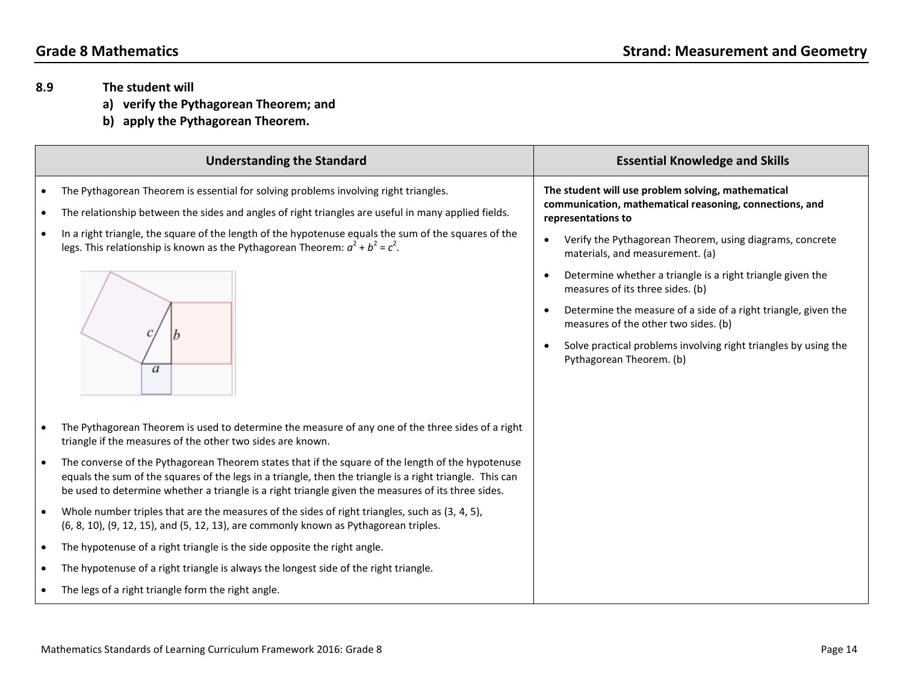## Grade 8 Mathematics — Strand: Measurement and Geometry

**8.9 The student will**

**a) verify the Pythagorean Theorem; and**

**b) apply the Pythagorean Theorem.**

| Understanding the Standard | Essential Knowledge and Skills |
|---|---|
| • The Pythagorean Theorem is essential for solving problems involving right triangles.<br>• The relationship between the sides and angles of right triangles are useful in many applied fields.<br>• In a right triangle, the square of the length of the hypotenuse equals the sum of the squares of the legs. This relationship is known as the Pythagorean Theorem: $a^2 + b^2 = c^2$.<br>• The Pythagorean Theorem is used to determine the measure of any one of the three sides of a right triangle if the measures of the other two sides are known.<br>• The converse of the Pythagorean Theorem states that if the square of the length of the hypotenuse equals the sum of the squares of the legs in a triangle, then the triangle is a right triangle. This can be used to determine whether a triangle is a right triangle given the measures of its three sides.<br>• Whole number triples that are the measures of the sides of right triangles, such as (3, 4, 5), (6, 8, 10), (9, 12, 15), and (5, 12, 13), are commonly known as Pythagorean triples.<br>• The hypotenuse of a right triangle is the side opposite the right angle.<br>• The hypotenuse of a right triangle is always the longest side of the right triangle.<br>• The legs of a right triangle form the right angle. | **The student will use problem solving, mathematical communication, mathematical reasoning, connections, and representations to**<br>• Verify the Pythagorean Theorem, using diagrams, concrete materials, and measurement. (a)<br>• Determine whether a triangle is a right triangle given the measures of its three sides. (b)<br>• Determine the measure of a side of a right triangle, given the measures of the other two sides. (b)<br>• Solve practical problems involving right triangles by using the Pythagorean Theorem. (b) |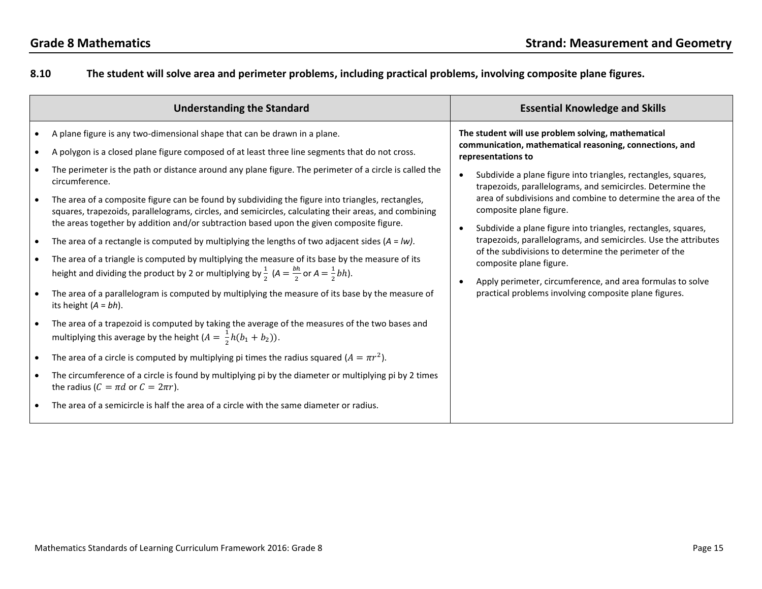## Grade 8 Mathematics — Strand: Measurement and Geometry

### 8.10 The student will solve area and perimeter problems, including practical problems, involving composite plane figures.

| Understanding the Standard | Essential Knowledge and Skills |
| --- | --- |
| • A plane figure is any two-dimensional shape that can be drawn in a plane.<br>• A polygon is a closed plane figure composed of at least three line segments that do not cross.<br>• The perimeter is the path or distance around any plane figure. The perimeter of a circle is called the circumference.<br>• The area of a composite figure can be found by subdividing the figure into triangles, rectangles, squares, trapezoids, parallelograms, circles, and semicircles, calculating their areas, and combining the areas together by addition and/or subtraction based upon the given composite figure.<br>• The area of a rectangle is computed by multiplying the lengths of two adjacent sides ($A = lw$).<br>• The area of a triangle is computed by multiplying the measure of its base by the measure of its height and dividing the product by 2 or multiplying by $\frac{1}{2}$ ($A = \frac{bh}{2}$ or $A = \frac{1}{2}bh$).<br>• The area of a parallelogram is computed by multiplying the measure of its base by the measure of its height ($A = bh$).<br>• The area of a trapezoid is computed by taking the average of the measures of the two bases and multiplying this average by the height ($A = \frac{1}{2}h(b_1 + b_2)$).<br>• The area of a circle is computed by multiplying pi times the radius squared ($A = \pi r^2$).<br>• The circumference of a circle is found by multiplying pi by the diameter or multiplying pi by 2 times the radius ($C = \pi d$ or $C = 2\pi r$).<br>• The area of a semicircle is half the area of a circle with the same diameter or radius. | **The student will use problem solving, mathematical communication, mathematical reasoning, connections, and representations to**<br>• Subdivide a plane figure into triangles, rectangles, squares, trapezoids, parallelograms, and semicircles. Determine the area of subdivisions and combine to determine the area of the composite plane figure.<br>• Subdivide a plane figure into triangles, rectangles, squares, trapezoids, parallelograms, and semicircles. Use the attributes of the subdivisions to determine the perimeter of the composite plane figure.<br>• Apply perimeter, circumference, and area formulas to solve practical problems involving composite plane figures. |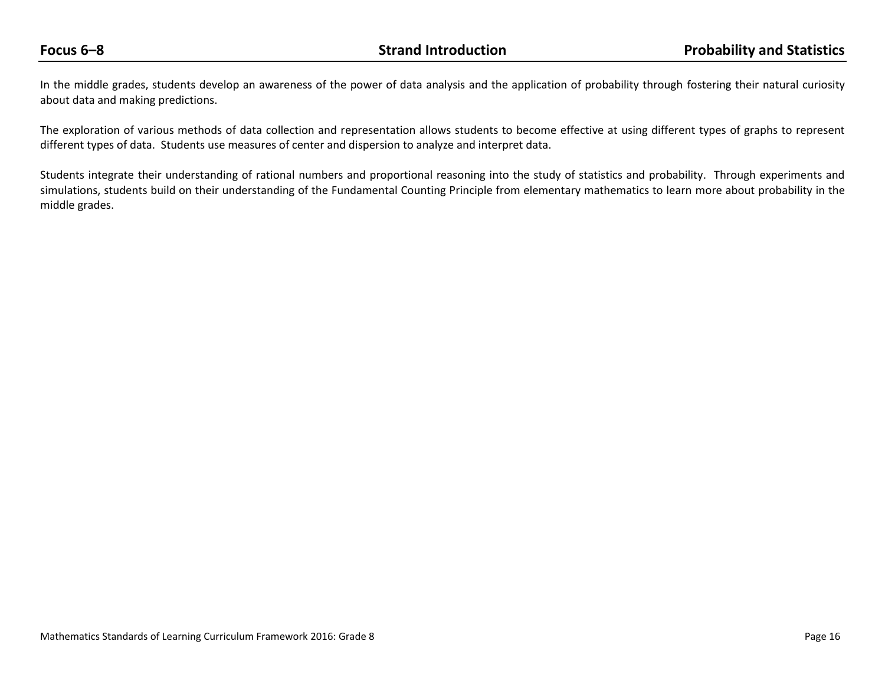**Focus 6–8** | **Strand Introduction** | **Probability and Statistics**

In the middle grades, students develop an awareness of the power of data analysis and the application of probability through fostering their natural curiosity about data and making predictions.

The exploration of various methods of data collection and representation allows students to become effective at using different types of graphs to represent different types of data. Students use measures of center and dispersion to analyze and interpret data.

Students integrate their understanding of rational numbers and proportional reasoning into the study of statistics and probability. Through experiments and simulations, students build on their understanding of the Fundamental Counting Principle from elementary mathematics to learn more about probability in the middle grades.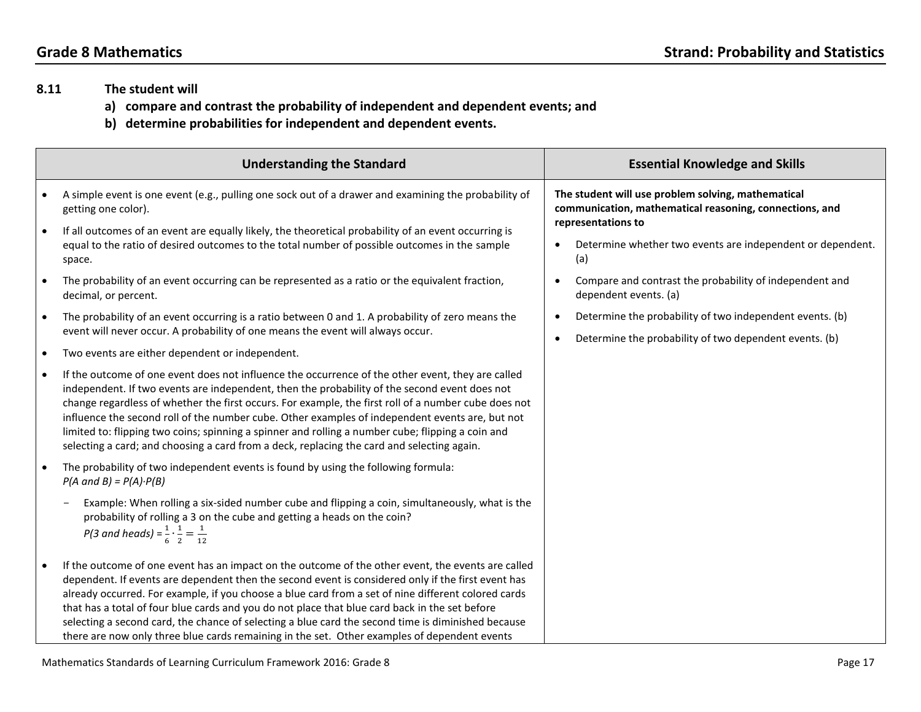## 8.11 The student will

**a) compare and contrast the probability of independent and dependent events; and**

**b) determine probabilities for independent and dependent events.**

| Understanding the Standard | Essential Knowledge and Skills |
|---|---|
| • A simple event is one event (e.g., pulling one sock out of a drawer and examining the probability of getting one color).<br>• If all outcomes of an event are equally likely, the theoretical probability of an event occurring is equal to the ratio of desired outcomes to the total number of possible outcomes in the sample space.<br>• The probability of an event occurring can be represented as a ratio or the equivalent fraction, decimal, or percent.<br>• The probability of an event occurring is a ratio between 0 and 1. A probability of zero means the event will never occur. A probability of one means the event will always occur.<br>• Two events are either dependent or independent.<br>• If the outcome of one event does not influence the occurrence of the other event, they are called independent. If two events are independent, then the probability of the second event does not change regardless of whether the first occurs. For example, the first roll of a number cube does not influence the second roll of the number cube. Other examples of independent events are, but not limited to: flipping two coins; spinning a spinner and rolling a number cube; flipping a coin and selecting a card; and choosing a card from a deck, replacing the card and selecting again.<br>• The probability of two independent events is found by using the following formula: *P(A and B) = P(A)·P(B)*<br>  – Example: When rolling a six-sided number cube and flipping a coin, simultaneously, what is the probability of rolling a 3 on the cube and getting a heads on the coin? *P(3 and heads)* = $\frac{1}{6} \cdot \frac{1}{2} = \frac{1}{12}$<br>• If the outcome of one event has an impact on the outcome of the other event, the events are called dependent. If events are dependent then the second event is considered only if the first event has already occurred. For example, if you choose a blue card from a set of nine different colored cards that has a total of four blue cards and you do not place that blue card back in the set before selecting a second card, the chance of selecting a blue card the second time is diminished because there are now only three blue cards remaining in the set. Other examples of dependent events | **The student will use problem solving, mathematical communication, mathematical reasoning, connections, and representations to**<br>• Determine whether two events are independent or dependent. (a)<br>• Compare and contrast the probability of independent and dependent events. (a)<br>• Determine the probability of two independent events. (b)<br>• Determine the probability of two dependent events. (b) |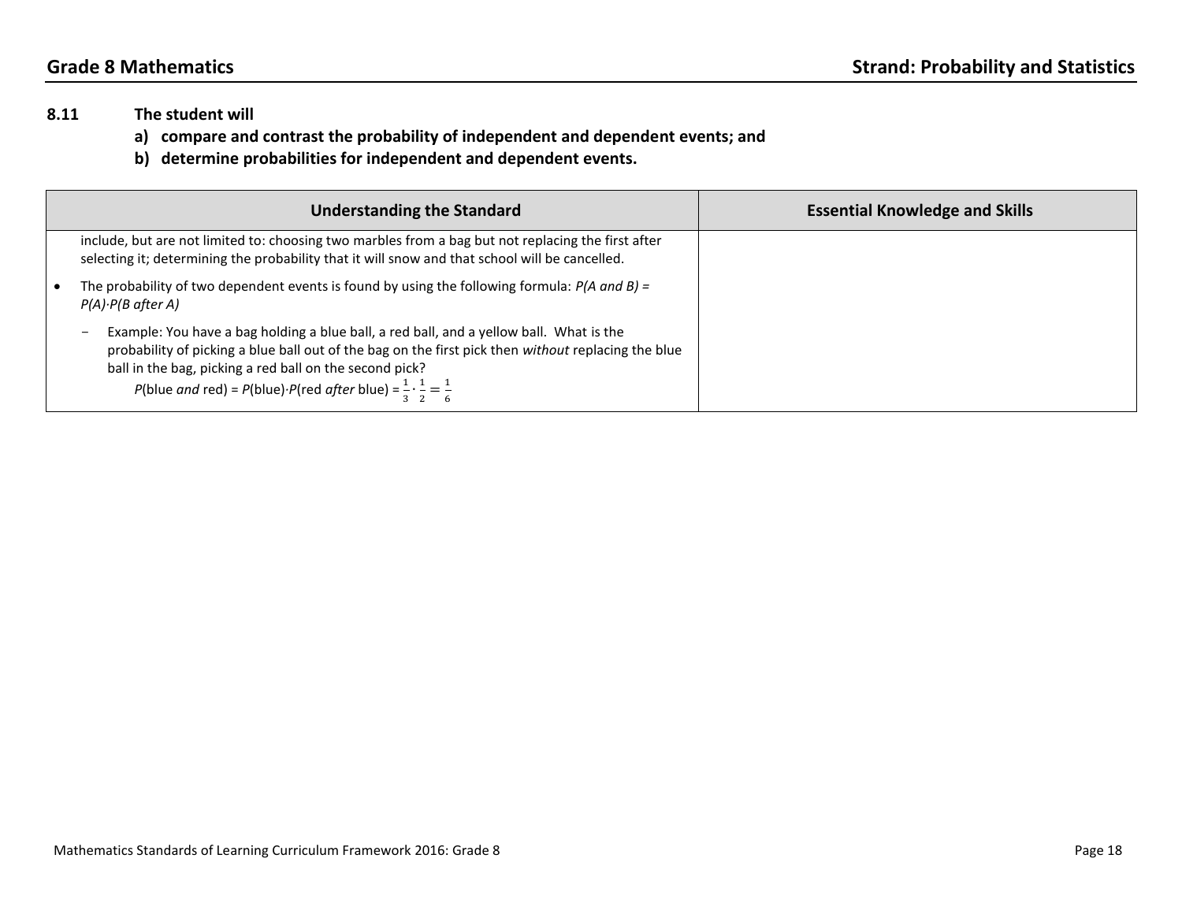**8.11 The student will**

**a) compare and contrast the probability of independent and dependent events; and**

**b) determine probabilities for independent and dependent events.**

| Understanding the Standard | Essential Knowledge and Skills |
|---|---|
| include, but are not limited to: choosing two marbles from a bag but not replacing the first after selecting it; determining the probability that it will snow and that school will be cancelled.<br><br>• The probability of two dependent events is found by using the following formula: *P(A and B) = P(A)·P(B after A)*<br><br>− Example: You have a bag holding a blue ball, a red ball, and a yellow ball. What is the probability of picking a blue ball out of the bag on the first pick then *without* replacing the blue ball in the bag, picking a red ball on the second pick?<br>*P*(blue *and* red) = *P*(blue)·*P*(red *after* blue) = $\frac{1}{3} \cdot \frac{1}{2} = \frac{1}{6}$ | |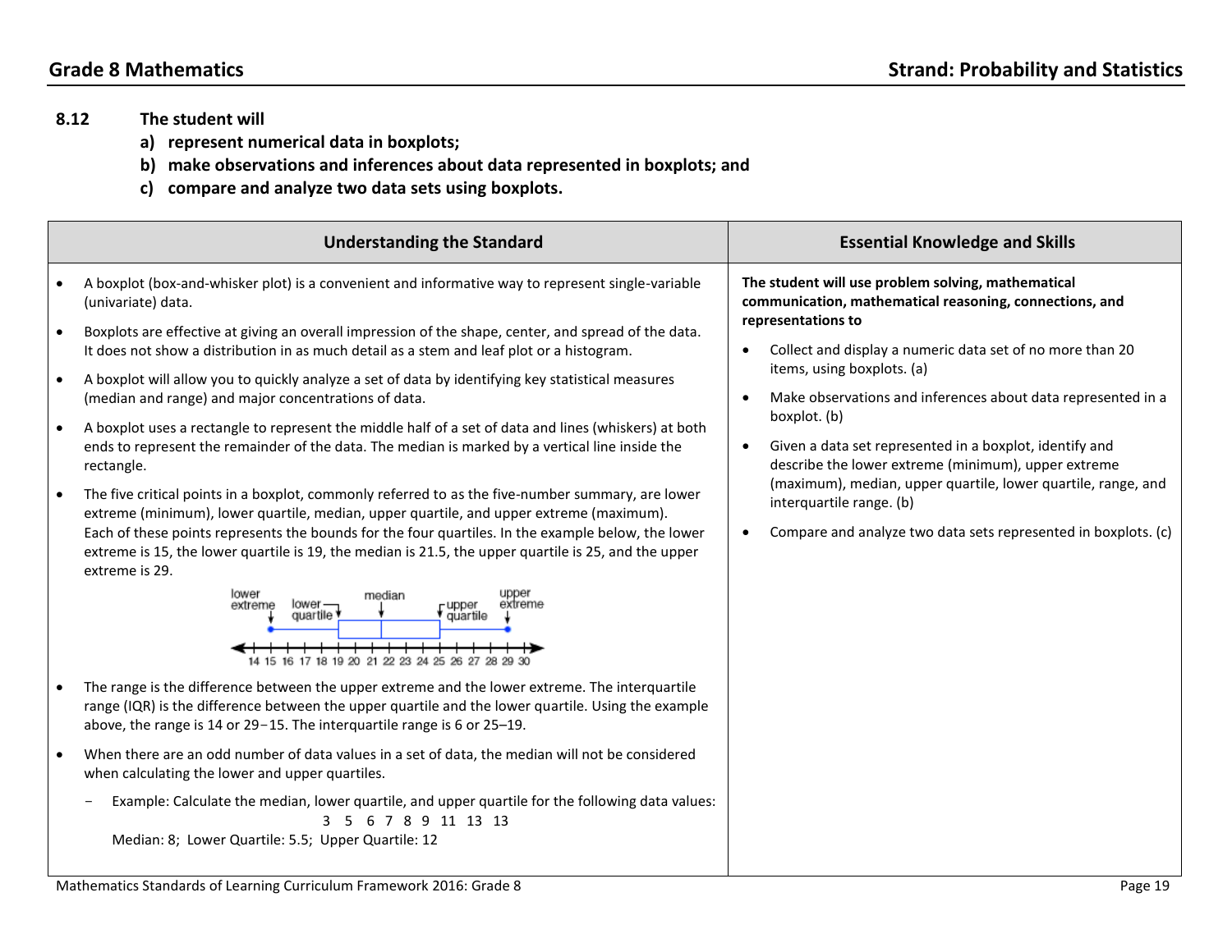**8.12 The student will**

**a) represent numerical data in boxplots;**

**b) make observations and inferences about data represented in boxplots; and**

**c) compare and analyze two data sets using boxplots.**

| Understanding the Standard | Essential Knowledge and Skills |
|---|---|
| • A boxplot (box-and-whisker plot) is a convenient and informative way to represent single-variable (univariate) data.<br>• Boxplots are effective at giving an overall impression of the shape, center, and spread of the data. It does not show a distribution in as much detail as a stem and leaf plot or a histogram.<br>• A boxplot will allow you to quickly analyze a set of data by identifying key statistical measures (median and range) and major concentrations of data.<br>• A boxplot uses a rectangle to represent the middle half of a set of data and lines (whiskers) at both ends to represent the remainder of the data. The median is marked by a vertical line inside the rectangle.<br>• The five critical points in a boxplot, commonly referred to as the five-number summary, are lower extreme (minimum), lower quartile, median, upper quartile, and upper extreme (maximum). Each of these points represents the bounds for the four quartiles. In the example below, the lower extreme is 15, the lower quartile is 19, the median is 21.5, the upper quartile is 25, and the upper extreme is 29.<br>[Boxplot labels: lower extreme, lower quartile, median, upper quartile, upper extreme; number line 14 15 16 17 18 19 20 21 22 23 24 25 26 27 28 29 30]<br>• The range is the difference between the upper extreme and the lower extreme. The interquartile range (IQR) is the difference between the upper quartile and the lower quartile. Using the above example, the range is 14 or 29−15. The interquartile range is 6 or 25–19.<br>• When there are an odd number of data values in a set of data, the median will not be considered when calculating the lower and upper quartiles.<br>− Example: Calculate the median, lower quartile, and upper quartile for the following data values:<br>3 5 6 7 8 9 11 13 13<br>Median: 8; Lower Quartile: 5.5; Upper Quartile: 12 | **The student will use problem solving, mathematical communication, mathematical reasoning, connections, and representations to**<br>• Collect and display a numeric data set of no more than 20 items, using boxplots. (a)<br>• Make observations and inferences about data represented in a boxplot. (b)<br>• Given a data set represented in a boxplot, identify and describe the lower extreme (minimum), upper extreme (maximum), median, upper quartile, lower quartile, range, and interquartile range. (b)<br>• Compare and analyze two data sets represented in boxplots. (c) |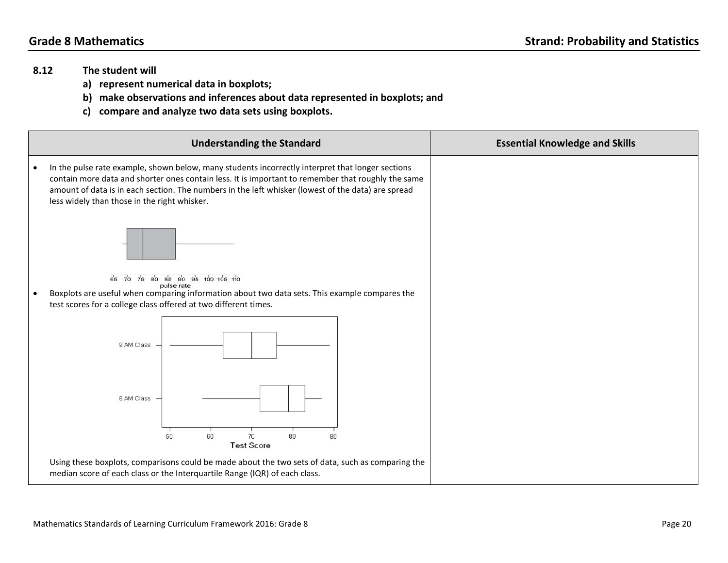**8.12 The student will**

**a) represent numerical data in boxplots;**

**b) make observations and inferences about data represented in boxplots; and**

**c) compare and analyze two data sets using boxplots.**

| Understanding the Standard | Essential Knowledge and Skills |
|---|---|
| • In the pulse rate example, shown below, many students incorrectly interpret that longer sections contain more data and shorter ones contain less. It is important to remember that roughly the same amount of data is in each section. The numbers in the left whisker (lowest of the data) are spread less widely than those in the right whisker. <br><br> • Boxplots are useful when comparing information about two data sets. This example compares the test scores for a college class offered at two different times. <br><br> Using these boxplots, comparisons could be made about the two sets of data, such as comparing the median score of each class or the Interquartile Range (IQR) of each class. | |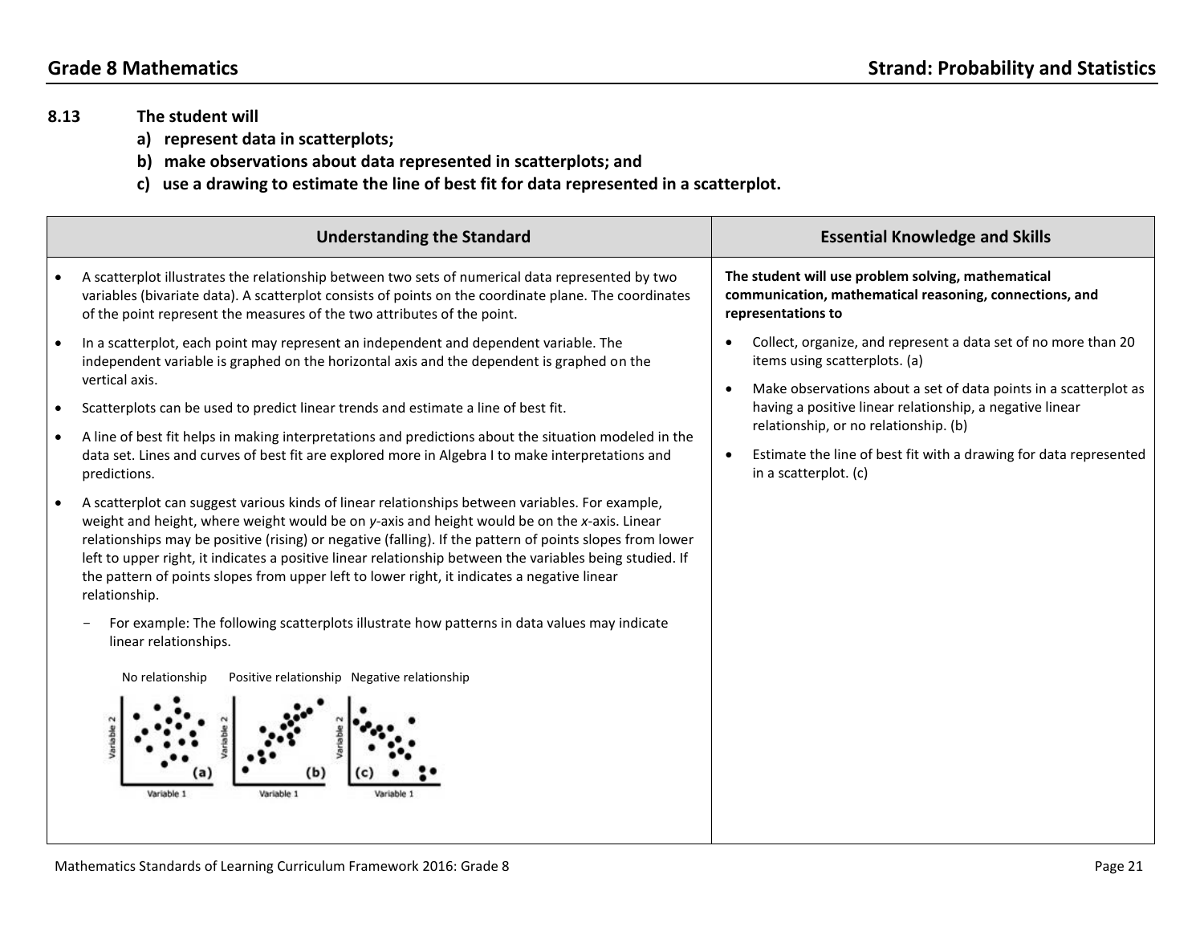## Grade 8 Mathematics — Strand: Probability and Statistics

**8.13 The student will**

**a) represent data in scatterplots;**

**b) make observations about data represented in scatterplots; and**

**c) use a drawing to estimate the line of best fit for data represented in a scatterplot.**

### Understanding the Standard

- A scatterplot illustrates the relationship between two sets of numerical data represented by two variables (bivariate data). A scatterplot consists of points on the coordinate plane. The coordinates of the point represent the measures of the two attributes of the point.
- In a scatterplot, each point may represent an independent and dependent variable. The independent variable is graphed on the horizontal axis and the dependent is graphed on the vertical axis.
- Scatterplots can be used to predict linear trends and estimate a line of best fit.
- A line of best fit helps in making interpretations and predictions about the situation modeled in the data set. Lines and curves of best fit are explored more in Algebra I to make interpretations and predictions.
- A scatterplot can suggest various kinds of linear relationships between variables. For example, weight and height, where weight would be on *y*-axis and height would be on the *x*-axis. Linear relationships may be positive (rising) or negative (falling). If the pattern of points slopes from lower left to upper right, it indicates a positive linear relationship between the variables being studied. If the pattern of points slopes from upper left to lower right, it indicates a negative linear relationship.
  - For example: The following scatterplots illustrate how patterns in data values may indicate linear relationships.

No relationship — Positive relationship — Negative relationship

### Essential Knowledge and Skills

**The student will use problem solving, mathematical communication, mathematical reasoning, connections, and representations to**

- Collect, organize, and represent a data set of no more than 20 items using scatterplots. (a)
- Make observations about a set of data points in a scatterplot as having a positive linear relationship, a negative linear relationship, or no relationship. (b)
- Estimate the line of best fit with a drawing for data represented in a scatterplot. (c)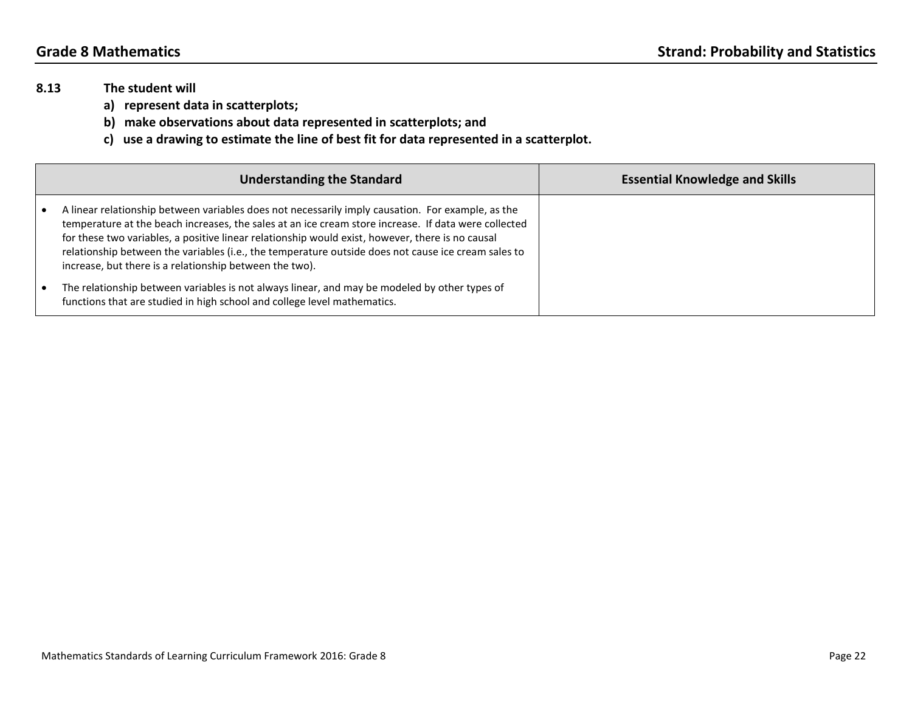**8.13 The student will**

**a) represent data in scatterplots;**

**b) make observations about data represented in scatterplots; and**

**c) use a drawing to estimate the line of best fit for data represented in a scatterplot.**

| Understanding the Standard | Essential Knowledge and Skills |
|---|---|
| • A linear relationship between variables does not necessarily imply causation. For example, as the temperature at the beach increases, the sales at an ice cream store increase. If data were collected for these two variables, a positive linear relationship would exist, however, there is no causal relationship between the variables (i.e., the temperature outside does not cause ice cream sales to increase, but there is a relationship between the two).<br>• The relationship between variables is not always linear, and may be modeled by other types of functions that are studied in high school and college level mathematics. | |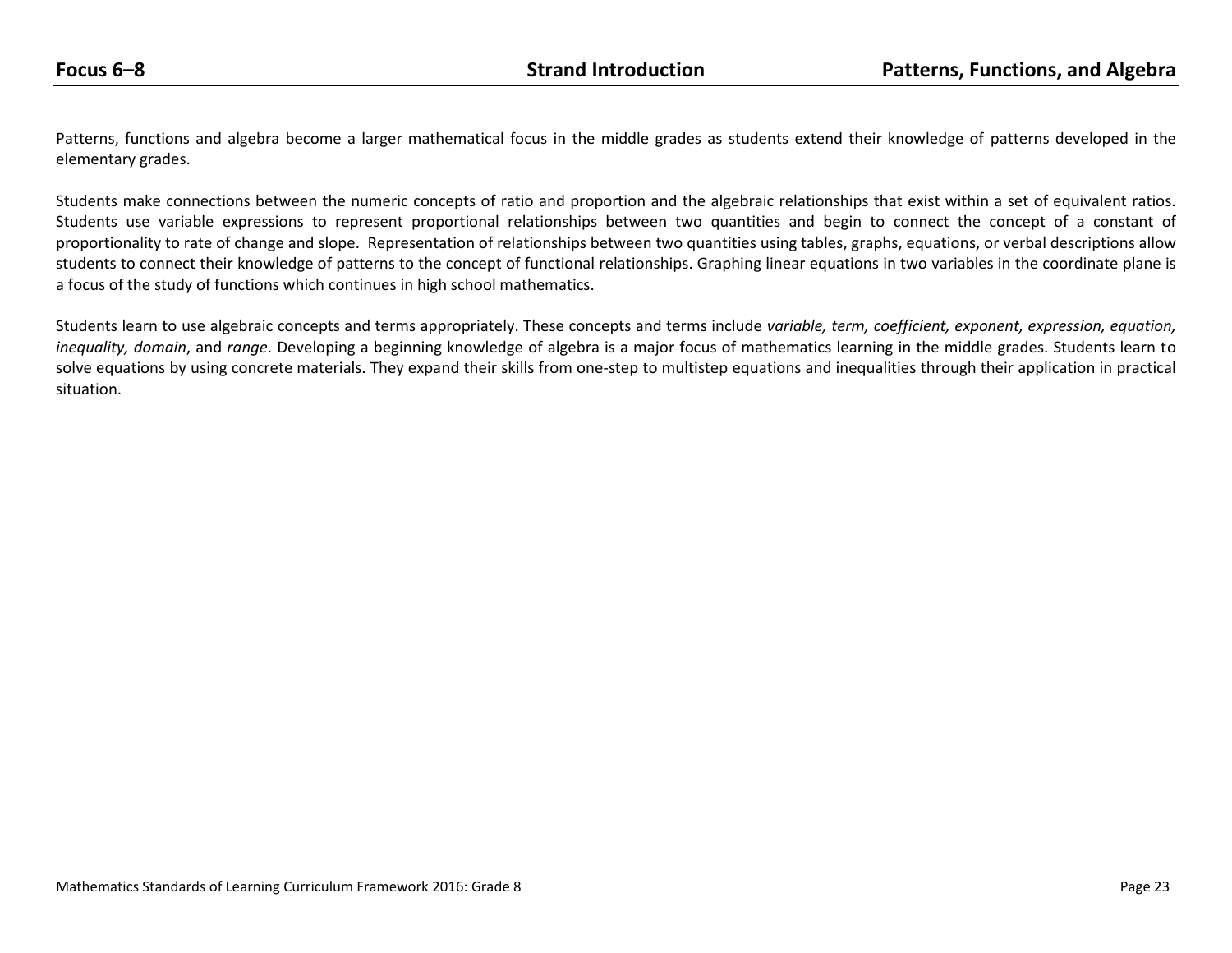Patterns, functions and algebra become a larger mathematical focus in the middle grades as students extend their knowledge of patterns developed in the elementary grades.

Students make connections between the numeric concepts of ratio and proportion and the algebraic relationships that exist within a set of equivalent ratios. Students use variable expressions to represent proportional relationships between two quantities and begin to connect the concept of a constant of proportionality to rate of change and slope. Representation of relationships between two quantities using tables, graphs, equations, or verbal descriptions allow students to connect their knowledge of patterns to the concept of functional relationships. Graphing linear equations in two variables in the coordinate plane is a focus of the study of functions which continues in high school mathematics.

Students learn to use algebraic concepts and terms appropriately. These concepts and terms include *variable, term, coefficient, exponent, expression, equation, inequality, domain*, and *range*. Developing a beginning knowledge of algebra is a major focus of mathematics learning in the middle grades. Students learn to solve equations by using concrete materials. They expand their skills from one-step to multistep equations and inequalities through their application in practical situation.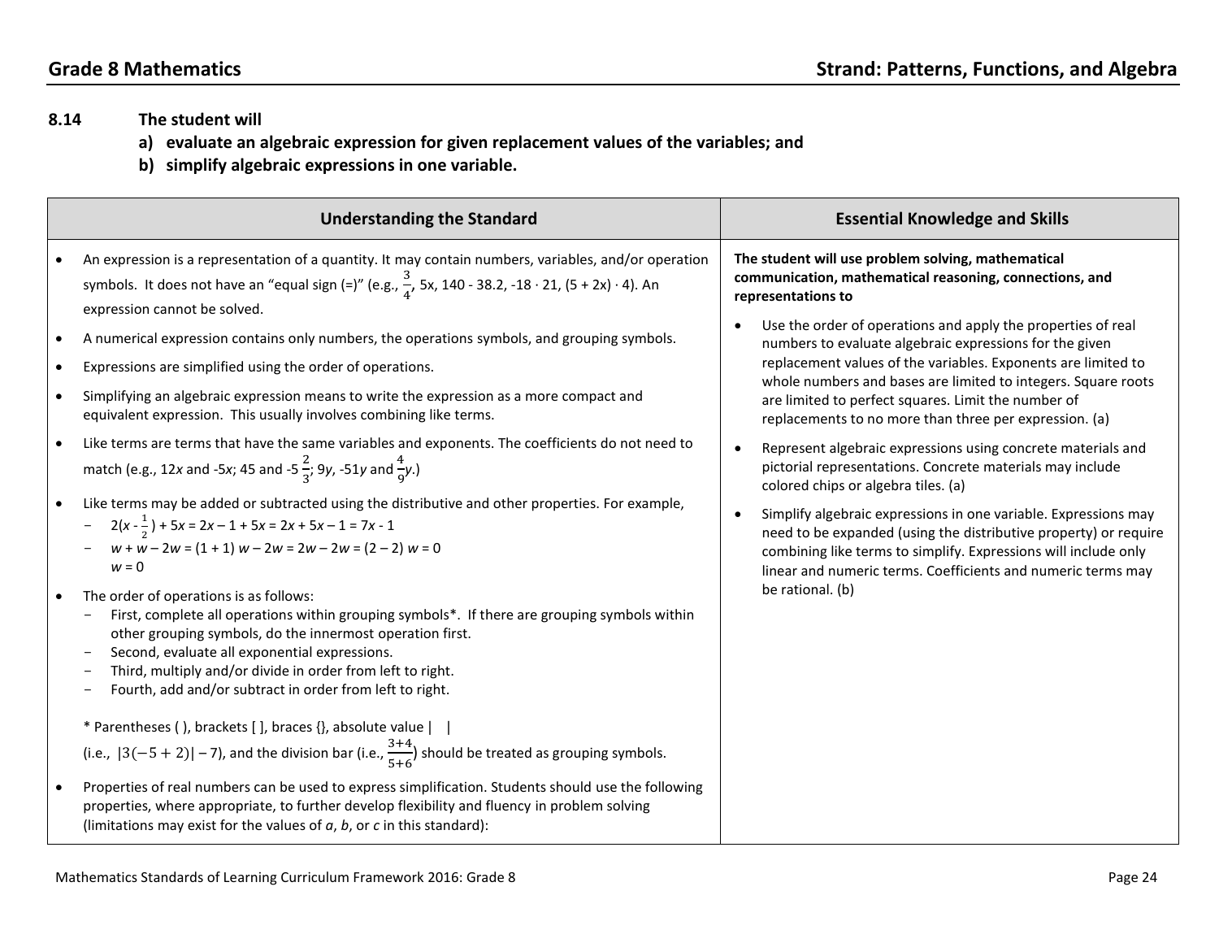**Grade 8 Mathematics** **Strand: Patterns, Functions, and Algebra**

**8.14 The student will**

**a) evaluate an algebraic expression for given replacement values of the variables; and**

**b) simplify algebraic expressions in one variable.**

| Understanding the Standard | Essential Knowledge and Skills |
|---|---|
| • An expression is a representation of a quantity. It may contain numbers, variables, and/or operation symbols. It does not have an "equal sign (=)" (e.g., $\frac{3}{4}$, 5x, 140 - 38.2, -18 · 21, (5 + 2x) · 4). An expression cannot be solved.<br>• A numerical expression contains only numbers, the operations symbols, and grouping symbols.<br>• Expressions are simplified using the order of operations.<br>• Simplifying an algebraic expression means to write the expression as a more compact and equivalent expression. This usually involves combining like terms.<br>• Like terms are terms that have the same variables and exponents. The coefficients do not need to match (e.g., 12*x* and -5*x*; 45 and -5 $\frac{2}{3}$; 9*y*, -51*y* and $\frac{4}{9}$*y*.)<br>• Like terms may be added or subtracted using the distributive and other properties. For example,<br>- $2(x - \frac{1}{2}) + 5x = 2x - 1 + 5x = 2x + 5x - 1 = 7x - 1$<br>- $w + w - 2w = (1 + 1)w - 2w = 2w - 2w = (2 - 2)w = 0w = 0$<br>• The order of operations is as follows:<br>- First, complete all operations within grouping symbols*. If there are grouping symbols within other grouping symbols, do the innermost operation first.<br>- Second, evaluate all exponential expressions.<br>- Third, multiply and/or divide in order from left to right.<br>- Fourth, add and/or subtract in order from left to right.<br><br>* Parentheses ( ), brackets [ ], braces {}, absolute value \| \| (i.e., $\|3(-5+2)\| - 7$), and the division bar (i.e., $\frac{3+4}{5+6}$) should be treated as grouping symbols.<br>• Properties of real numbers can be used to express simplification. Students should use the following properties, where appropriate, to further develop flexibility and fluency in problem solving (limitations may exist for the values of *a*, *b*, or *c* in this standard): | **The student will use problem solving, mathematical communication, mathematical reasoning, connections, and representations to**<br>• Use the order of operations and apply the properties of real numbers to evaluate algebraic expressions for the given replacement values of the variables. Exponents are limited to whole numbers and bases are limited to integers. Square roots are limited to perfect squares. Limit the number of replacements to no more than three per expression. (a)<br>• Represent algebraic expressions using concrete materials and pictorial representations. Concrete materials may include colored chips or algebra tiles. (a)<br>• Simplify algebraic expressions in one variable. Expressions may need to be expanded (using the distributive property) or require combining like terms to simplify. Expressions will include only linear and numeric terms. Coefficients and numeric terms may be rational. (b) |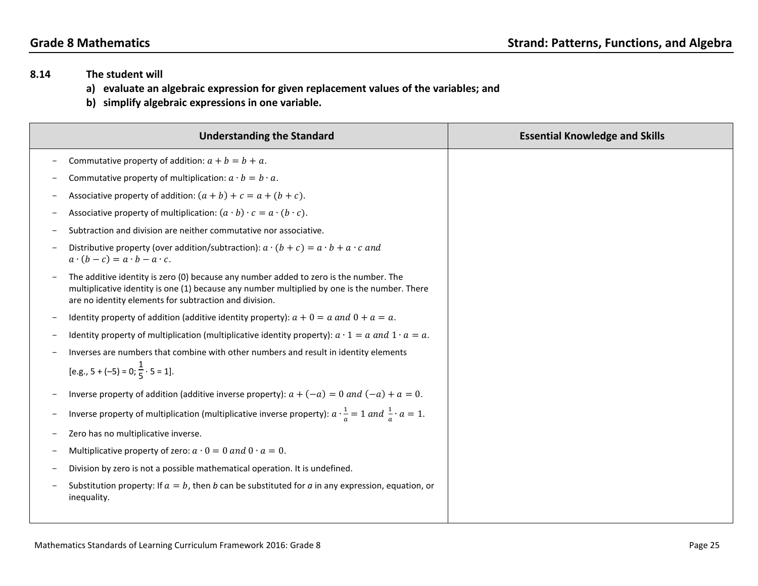**8.14 The student will**

**a) evaluate an algebraic expression for given replacement values of the variables; and**

**b) simplify algebraic expressions in one variable.**

| Understanding the Standard | Essential Knowledge and Skills |
|---|---|
| - Commutative property of addition: $a + b = b + a$.<br>- Commutative property of multiplication: $a \cdot b = b \cdot a$.<br>- Associative property of addition: $(a + b) + c = a + (b + c)$.<br>- Associative property of multiplication: $(a \cdot b) \cdot c = a \cdot (b \cdot c)$.<br>- Subtraction and division are neither commutative nor associative.<br>- Distributive property (over addition/subtraction): $a \cdot (b + c) = a \cdot b + a \cdot c$ *and* $a \cdot (b - c) = a \cdot b - a \cdot c$.<br>- The additive identity is zero (0) because any number added to zero is the number. The multiplicative identity is one (1) because any number multiplied by one is the number. There are no identity elements for subtraction and division.<br>- Identity property of addition (additive identity property): $a + 0 = a$ *and* $0 + a = a$.<br>- Identity property of multiplication (multiplicative identity property): $a \cdot 1 = a$ *and* $1 \cdot a = a$.<br>- Inverses are numbers that combine with other numbers and result in identity elements [e.g., 5 + (–5) = 0; $\frac{1}{5} \cdot 5 = 1$].<br>- Inverse property of addition (additive inverse property): $a + (-a) = 0$ *and* $(-a) + a = 0$.<br>- Inverse property of multiplication (multiplicative inverse property): $a \cdot \frac{1}{a} = 1$ *and* $\frac{1}{a} \cdot a = 1$.<br>- Zero has no multiplicative inverse.<br>- Multiplicative property of zero: $a \cdot 0 = 0$ *and* $0 \cdot a = 0$.<br>- Division by zero is not a possible mathematical operation. It is undefined.<br>- Substitution property: If $a = b$, then *b* can be substituted for *a* in any expression, equation, or inequality. | |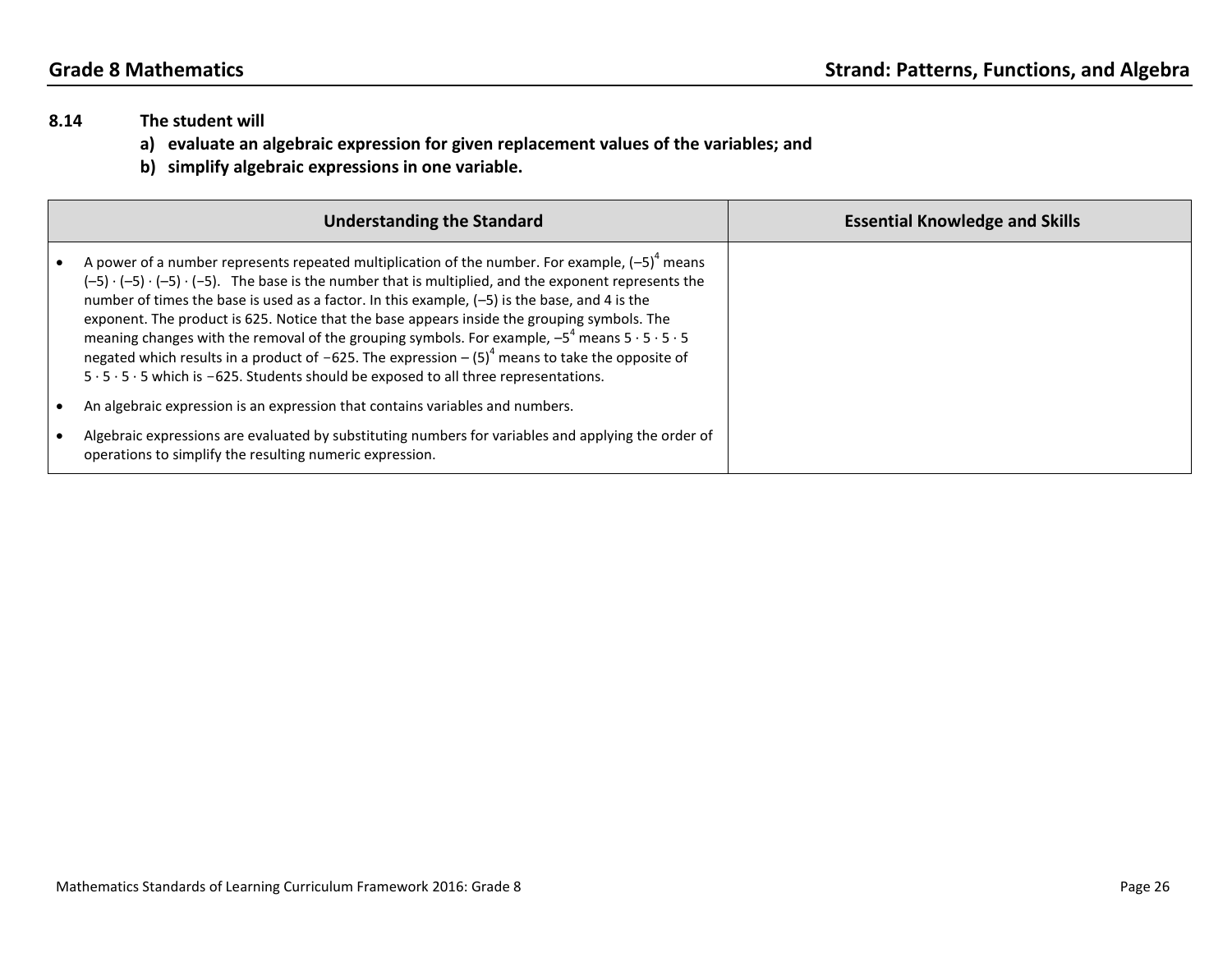**8.14 The student will**

**a) evaluate an algebraic expression for given replacement values of the variables; and**

**b) simplify algebraic expressions in one variable.**

| Understanding the Standard | Essential Knowledge and Skills |
|---|---|
| • A power of a number represents repeated multiplication of the number. For example, $(-5)^4$ means $(-5) \cdot (-5) \cdot (-5) \cdot (-5)$. The base is the number that is multiplied, and the exponent represents the number of times the base is used as a factor. In this example, $(-5)$ is the base, and 4 is the exponent. The product is 625. Notice that the base appears inside the grouping symbols. The meaning changes with the removal of the grouping symbols. For example, $-5^4$ means $5 \cdot 5 \cdot 5 \cdot 5$ negated which results in a product of $-625$. The expression $-(5)^4$ means to take the opposite of $5 \cdot 5 \cdot 5 \cdot 5$ which is $-625$. Students should be exposed to all three representations.<br>• An algebraic expression is an expression that contains variables and numbers.<br>• Algebraic expressions are evaluated by substituting numbers for variables and applying the order of operations to simplify the resulting numeric expression. | |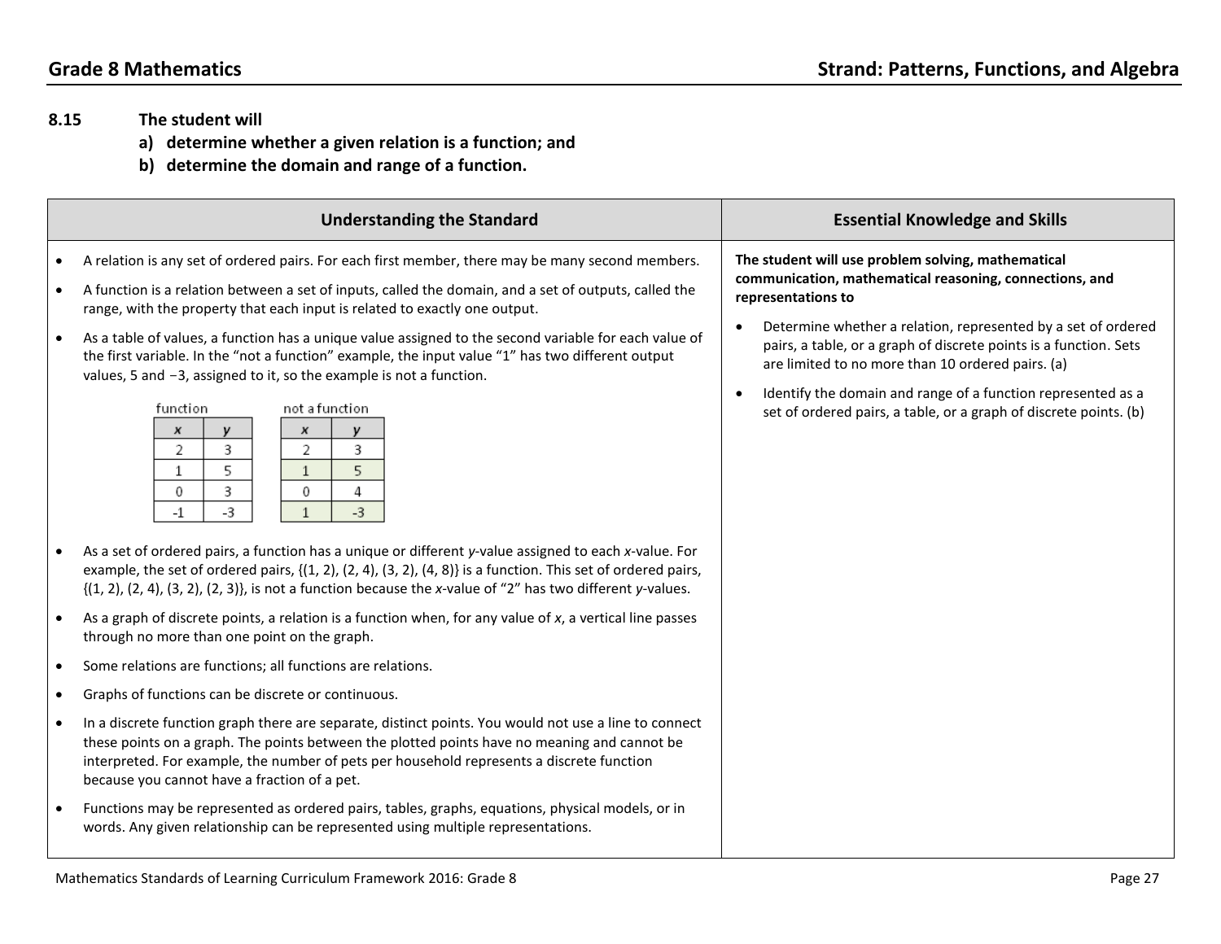## 8.15 The student will

**a) determine whether a given relation is a function; and**

**b) determine the domain and range of a function.**

### Understanding the Standard

- A relation is any set of ordered pairs. For each first member, there may be many second members.
- A function is a relation between a set of inputs, called the domain, and a set of outputs, called the range, with the property that each input is related to exactly one output.
- As a table of values, a function has a unique value assigned to the second variable for each value of the first variable. In the "not a function" example, the input value "1" has two different output values, 5 and −3, assigned to it, so the example is not a function.

function

| $x$ | $y$ |
|---|---|
| 2 | 3 |
| 1 | 5 |
| 0 | 3 |
| -1 | -3 |

not a function

| $x$ | $y$ |
|---|---|
| 2 | 3 |
| 1 | 5 |
| 0 | 4 |
| 1 | -3 |

- As a set of ordered pairs, a function has a unique or different $y$-value assigned to each $x$-value. For example, the set of ordered pairs, {(1, 2), (2, 4), (3, 2), (4, 8)} is a function. This set of ordered pairs, {(1, 2), (2, 4), (3, 2), (2, 3)}, is not a function because the $x$-value of "2" has two different $y$-values.
- As a graph of discrete points, a relation is a function when, for any value of $x$, a vertical line passes through no more than one point on the graph.
- Some relations are functions; all functions are relations.
- Graphs of functions can be discrete or continuous.
- In a discrete function graph there are separate, distinct points. You would not use a line to connect these points on a graph. The points between the plotted points have no meaning and cannot be interpreted. For example, the number of pets per household represents a discrete function because you cannot have a fraction of a pet.
- Functions may be represented as ordered pairs, tables, graphs, equations, physical models, or in words. Any given relationship can be represented using multiple representations.

### Essential Knowledge and Skills

**The student will use problem solving, mathematical communication, mathematical reasoning, connections, and representations to**

- Determine whether a relation, represented by a set of ordered pairs, a table, or a graph of discrete points is a function. Sets are limited to no more than 10 ordered pairs. (a)
- Identify the domain and range of a function represented as a set of ordered pairs, a table, or a graph of discrete points. (b)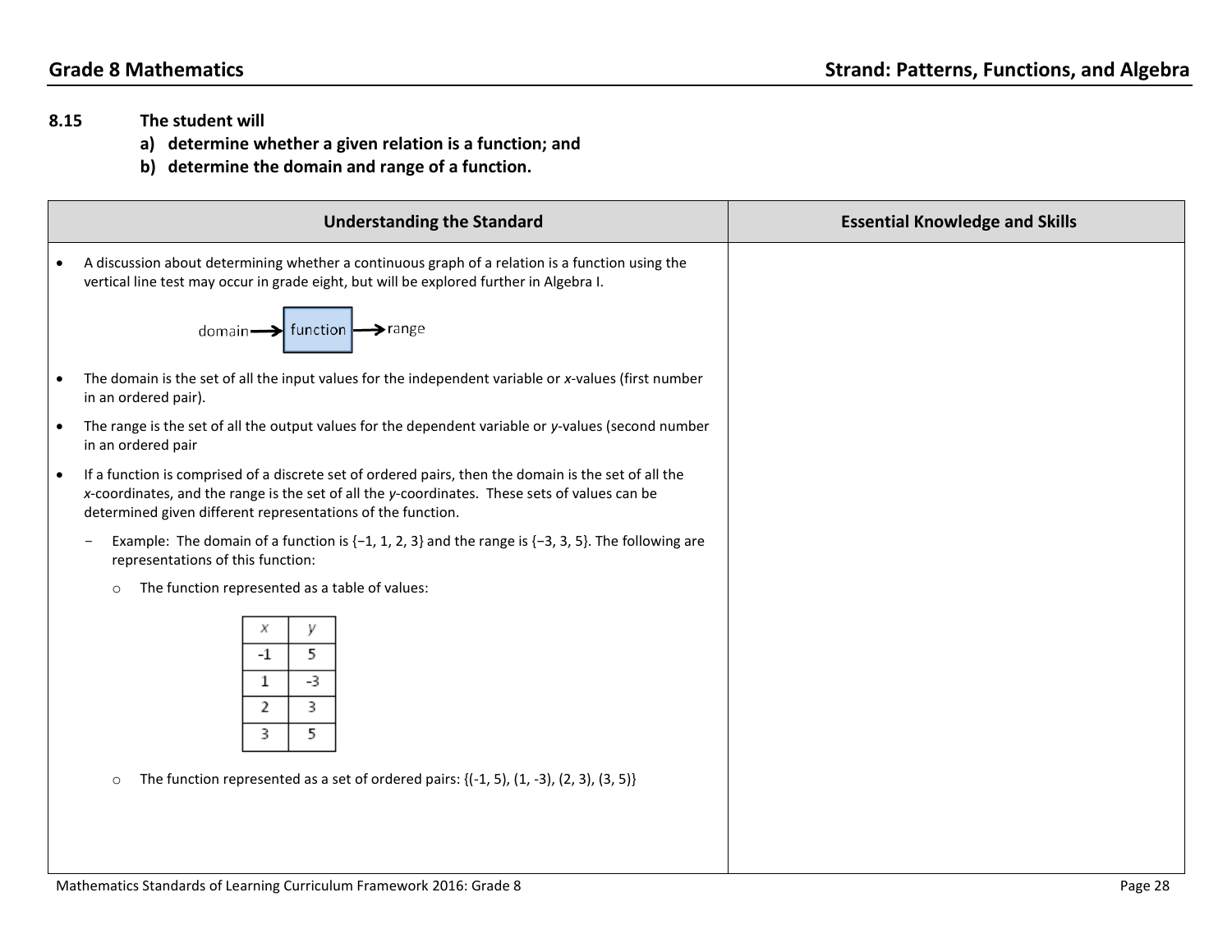**8.15 The student will**

**a) determine whether a given relation is a function; and**

**b) determine the domain and range of a function.**

| Understanding the Standard | Essential Knowledge and Skills |
|---|---|
| • A discussion about determining whether a continuous graph of a relation is a function using the vertical line test may occur in grade eight, but will be explored further in Algebra I.<br><br>domain → function → range<br><br>• The domain is the set of all the input values for the independent variable or *x*-values (first number in an ordered pair).<br><br>• The range is the set of all the output values for the dependent variable or *y*-values (second number in an ordered pair<br><br>• If a function is comprised of a discrete set of ordered pairs, then the domain is the set of all the *x*-coordinates, and the range is the set of all the *y*-coordinates. These sets of values can be determined given different representations of the function.<br><br>− Example: The domain of a function is {−1, 1, 2, 3} and the range is {−3, 3, 5}. The following are representations of this function:<br><br>○ The function represented as a table of values:<br><br>*x* \| *y*: -1 \| 5; 1 \| -3; 2 \| 3; 3 \| 5<br><br>○ The function represented as a set of ordered pairs: {(-1, 5), (1, -3), (2, 3), (3, 5)} | |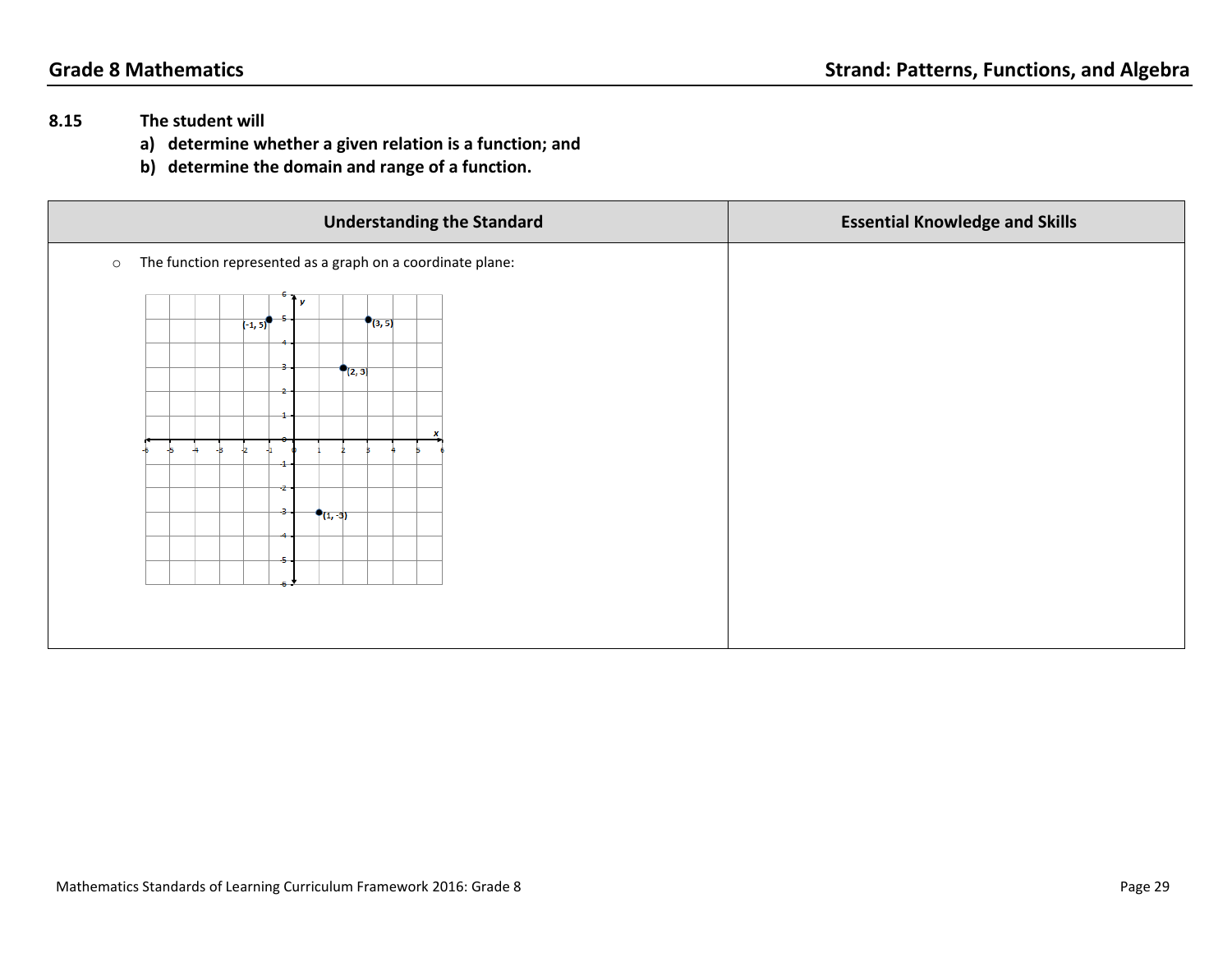## Grade 8 Mathematics — Strand: Patterns, Functions, and Algebra

**8.15 The student will**

**a) determine whether a given relation is a function; and**

**b) determine the domain and range of a function.**

| Understanding the Standard | Essential Knowledge and Skills |
|---|---|
| ○ The function represented as a graph on a coordinate plane: (graph showing points (-1, 5), (3, 5), (2, 3), (1, -3)) | |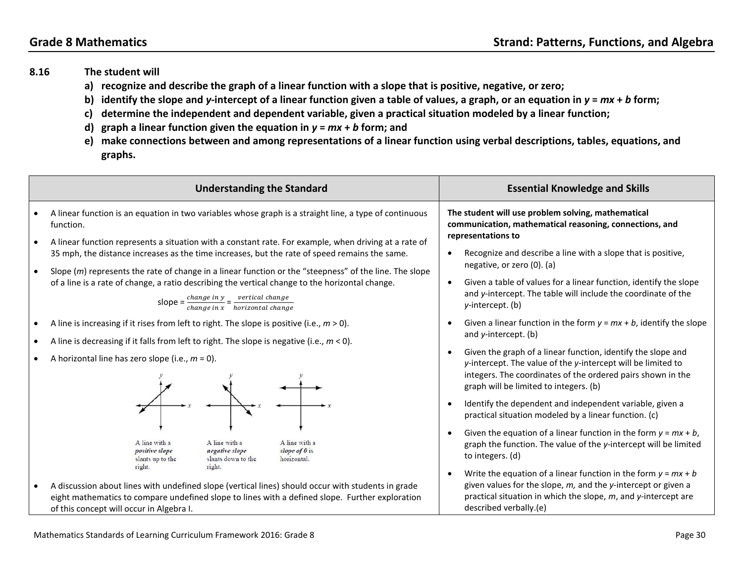## Grade 8 Mathematics — Strand: Patterns, Functions, and Algebra

**8.16 The student will**

**a) recognize and describe the graph of a linear function with a slope that is positive, negative, or zero;**

**b) identify the slope and *y*-intercept of a linear function given a table of values, a graph, or an equation in $y = mx + b$ form;**

**c) determine the independent and dependent variable, given a practical situation modeled by a linear function;**

**d) graph a linear function given the equation in $y = mx + b$ form; and**

**e) make connections between and among representations of a linear function using verbal descriptions, tables, equations, and graphs.**

| Understanding the Standard | Essential Knowledge and Skills |
|---|---|
| • A linear function is an equation in two variables whose graph is a straight line, a type of continuous function.<br>• A linear function represents a situation with a constant rate. For example, when driving at a rate of 35 mph, the distance increases as the time increases, but the rate of speed remains the same.<br>• Slope ($m$) represents the rate of change in a linear function or the "steepness" of the line. The slope of a line is a rate of change, a ratio describing the vertical change to the horizontal change.<br>slope = $\frac{change\ in\ y}{change\ in\ x} = \frac{vertical\ change}{horizontal\ change}$<br>• A line is increasing if it rises from left to right. The slope is positive (i.e., $m > 0$).<br>• A line is decreasing if it falls from left to right. The slope is negative (i.e., $m < 0$).<br>• A horizontal line has zero slope (i.e., $m = 0$).<br>A line with a *positive slope* slants up to the right. A line with a *negative slope* slants down to the right. A line with a *slope of 0* is horizontal.<br>• A discussion about lines with undefined slope (vertical lines) should occur with students in grade eight mathematics to compare undefined slope to lines with a defined slope. Further exploration of this concept will occur in Algebra I. | **The student will use problem solving, mathematical communication, mathematical reasoning, connections, and representations to**<br>• Recognize and describe a line with a slope that is positive, negative, or zero (0). (a)<br>• Given a table of values for a linear function, identify the slope and *y*-intercept. The table will include the coordinate of the *y*-intercept. (b)<br>• Given a linear function in the form $y = mx + b$, identify the slope and *y*-intercept. (b)<br>• Given the graph of a linear function, identify the slope and *y*-intercept. The value of the *y*-intercept will be limited to integers. The coordinates of the ordered pairs shown in the graph will be limited to integers. (b)<br>• Identify the dependent and independent variable, given a practical situation modeled by a linear function. (c)<br>• Given the equation of a linear function in the form $y = mx + b$, graph the function. The value of the *y*-intercept will be limited to integers. (d)<br>• Write the equation of a linear function in the form $y = mx + b$ given values for the slope, $m$, and the *y*-intercept or given a practical situation in which the slope, $m$, and *y*-intercept are described verbally.(e) |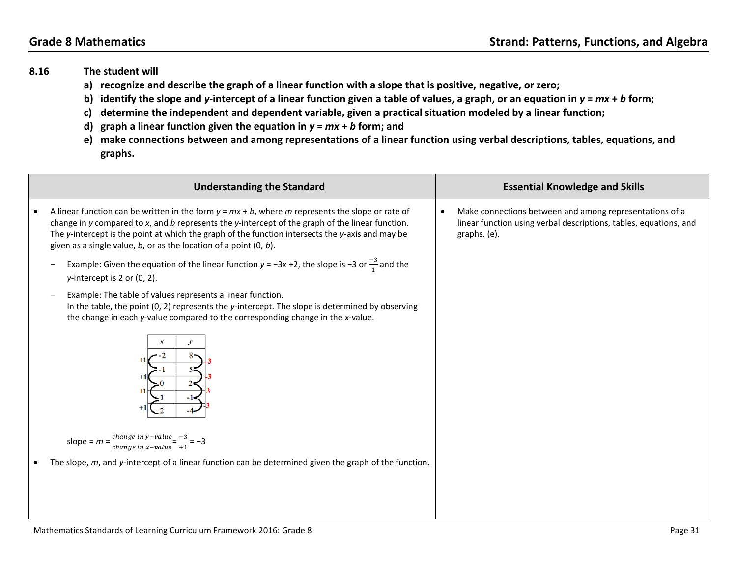**8.16 The student will**

**a) recognize and describe the graph of a linear function with a slope that is positive, negative, or zero;**

**b) identify the slope and *y*-intercept of a linear function given a table of values, a graph, or an equation in $y = mx + b$ form;**

**c) determine the independent and dependent variable, given a practical situation modeled by a linear function;**

**d) graph a linear function given the equation in $y = mx + b$ form; and**

**e) make connections between and among representations of a linear function using verbal descriptions, tables, equations, and graphs.**

## Understanding the Standard

- A linear function can be written in the form $y = mx + b$, where $m$ represents the slope or rate of change in $y$ compared to $x$, and $b$ represents the $y$-intercept of the graph of the linear function. The $y$-intercept is the point at which the graph of the function intersects the $y$-axis and may be given as a single value, $b$, or as the location of a point $(0, b)$.
  - Example: Given the equation of the linear function $y = -3x + 2$, the slope is $-3$ or $\frac{-3}{1}$ and the $y$-intercept is 2 or (0, 2).
  - Example: The table of values represents a linear function. In the table, the point (0, 2) represents the $y$-intercept. The slope is determined by observing the change in each $y$-value compared to the corresponding change in the $x$-value.

| $x$ | $y$ |
|---|---|
| -2 | 8 |
| -1 | 5 |
| 0 | 2 |
| 1 | -1 |
| 2 | -4 |

(Each change in $x$: +1; each change in $y$: -3)

slope = $m = \frac{change\ in\ y-value}{change\ in\ x-value} = \frac{-3}{+1} = -3$

- The slope, $m$, and $y$-intercept of a linear function can be determined given the graph of the function.

## Essential Knowledge and Skills

- Make connections between and among representations of a linear function using verbal descriptions, tables, equations, and graphs. (e).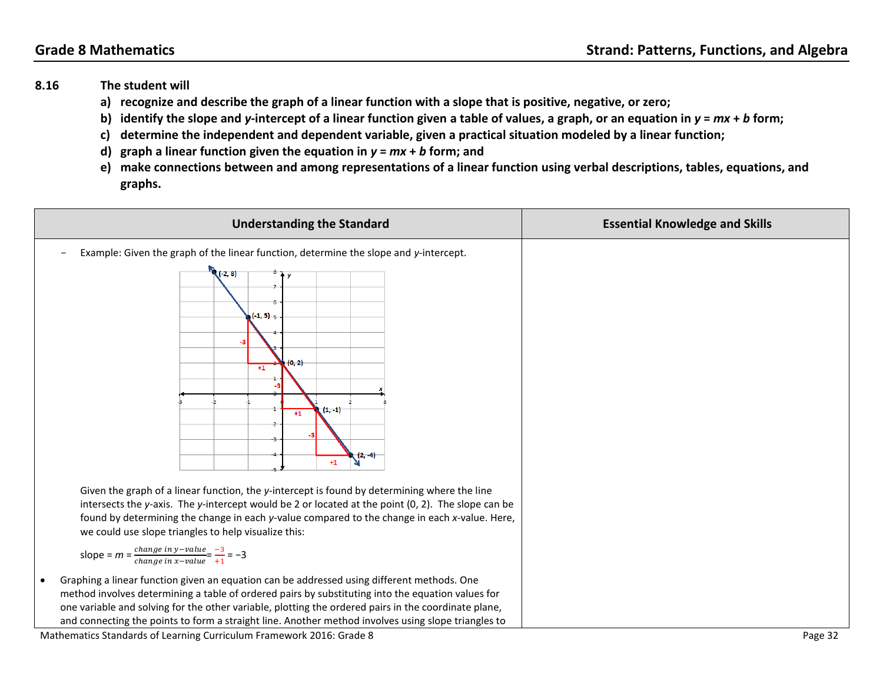## Grade 8 Mathematics — Strand: Patterns, Functions, and Algebra

**8.16 The student will**

**a) recognize and describe the graph of a linear function with a slope that is positive, negative, or zero;**

**b) identify the slope and *y*-intercept of a linear function given a table of values, a graph, or an equation in *y* = *mx* + *b* form;**

**c) determine the independent and dependent variable, given a practical situation modeled by a linear function;**

**d) graph a linear function given the equation in *y* = *mx* + *b* form; and**

**e) make connections between and among representations of a linear function using verbal descriptions, tables, equations, and graphs.**

| Understanding the Standard | Essential Knowledge and Skills |
|---|---|
| – Example: Given the graph of the linear function, determine the slope and *y*-intercept. <br><br> Given the graph of a linear function, the *y*-intercept is found by determining where the line intersects the *y*-axis. The *y*-intercept would be 2 or located at the point (0, 2). The slope can be found by determining the change in each *y*-value compared to the change in each *x*-value. Here, we could use slope triangles to help visualize this: <br><br> slope = $m = \frac{change\ in\ y-value}{change\ in\ x-value} = \frac{-3}{+1} = -3$ <br><br> • Graphing a linear function given an equation can be addressed using different methods. One method involves determining a table of ordered pairs by substituting into the equation values for one variable and solving for the other variable, plotting the ordered pairs in the coordinate plane, and connecting the points to form a straight line. Another method involves using slope triangles to | |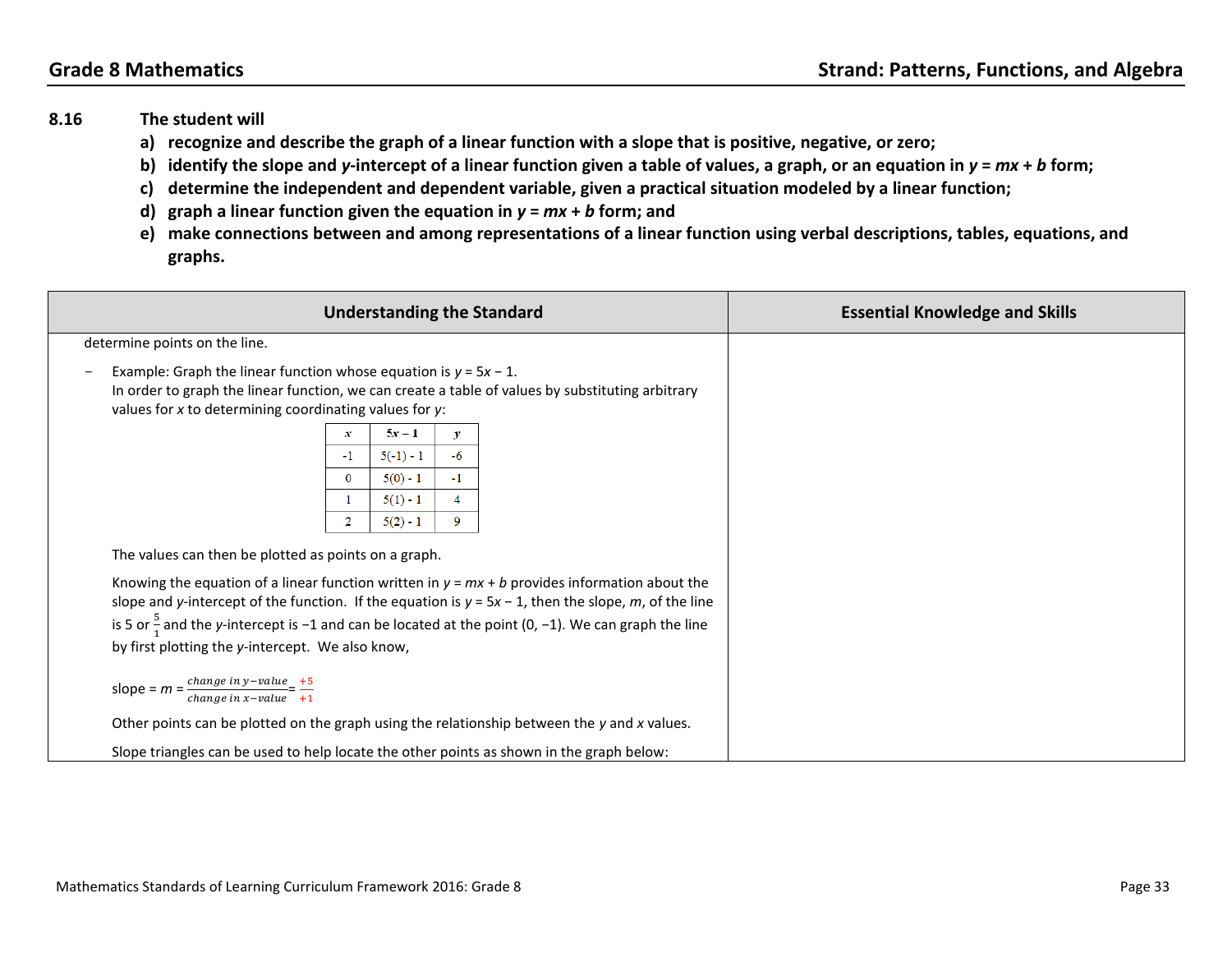## 8.16 The student will

a) **recognize and describe the graph of a linear function with a slope that is positive, negative, or zero;**

b) **identify the slope and *y*-intercept of a linear function given a table of values, a graph, or an equation in $y = mx + b$ form;**

c) **determine the independent and dependent variable, given a practical situation modeled by a linear function;**

d) **graph a linear function given the equation in $y = mx + b$ form; and**

e) **make connections between and among representations of a linear function using verbal descriptions, tables, equations, and graphs.**

### Understanding the Standard

determine points on the line.

- Example: Graph the linear function whose equation is $y = 5x - 1$.
  In order to graph the linear function, we can create a table of values by substituting arbitrary values for $x$ to determining coordinating values for $y$:

| $x$ | $5x - 1$ | $y$ |
|---|---|---|
| -1 | 5(-1) - 1 | -6 |
| 0 | 5(0) - 1 | -1 |
| 1 | 5(1) - 1 | 4 |
| 2 | 5(2) - 1 | 9 |

  The values can then be plotted as points on a graph.

  Knowing the equation of a linear function written in $y = mx + b$ provides information about the slope and $y$-intercept of the function. If the equation is $y = 5x - 1$, then the slope, $m$, of the line is 5 or $\frac{5}{1}$ and the $y$-intercept is −1 and can be located at the point (0, −1). We can graph the line by first plotting the $y$-intercept. We also know,

  slope = $m = \frac{change\ in\ y-value}{change\ in\ x-value} = \frac{+5}{+1}$

  Other points can be plotted on the graph using the relationship between the $y$ and $x$ values.

  Slope triangles can be used to help locate the other points as shown in the graph below:

### Essential Knowledge and Skills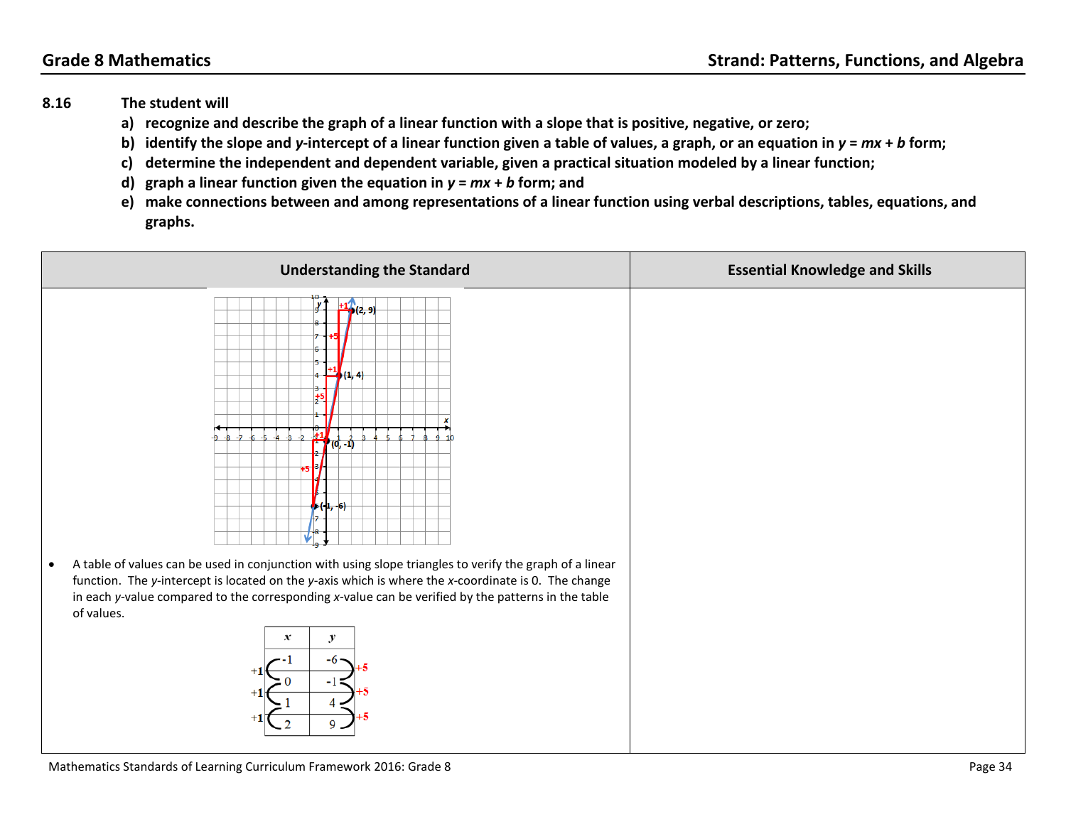**8.16 The student will**

a) **recognize and describe the graph of a linear function with a slope that is positive, negative, or zero;**

b) **identify the slope and *y*-intercept of a linear function given a table of values, a graph, or an equation in *y* = *mx* + *b* form;**

c) **determine the independent and dependent variable, given a practical situation modeled by a linear function;**

d) **graph a linear function given the equation in *y* = *mx* + *b* form; and**

e) **make connections between and among representations of a linear function using verbal descriptions, tables, equations, and graphs.**

| Understanding the Standard | Essential Knowledge and Skills |
|---|---|
| • A table of values can be used in conjunction with using slope triangles to verify the graph of a linear function. The *y*-intercept is located on the *y*-axis which is where the *x*-coordinate is 0. The change in each *y*-value compared to the corresponding *x*-value can be verified by the patterns in the table of values. | |

| x | y |
|---|---|
| -1 | -6 |
| 0 | -1 |
| 1 | 4 |
| 2 | 9 |

(Each row: *x* changes by +1, *y* changes by +5)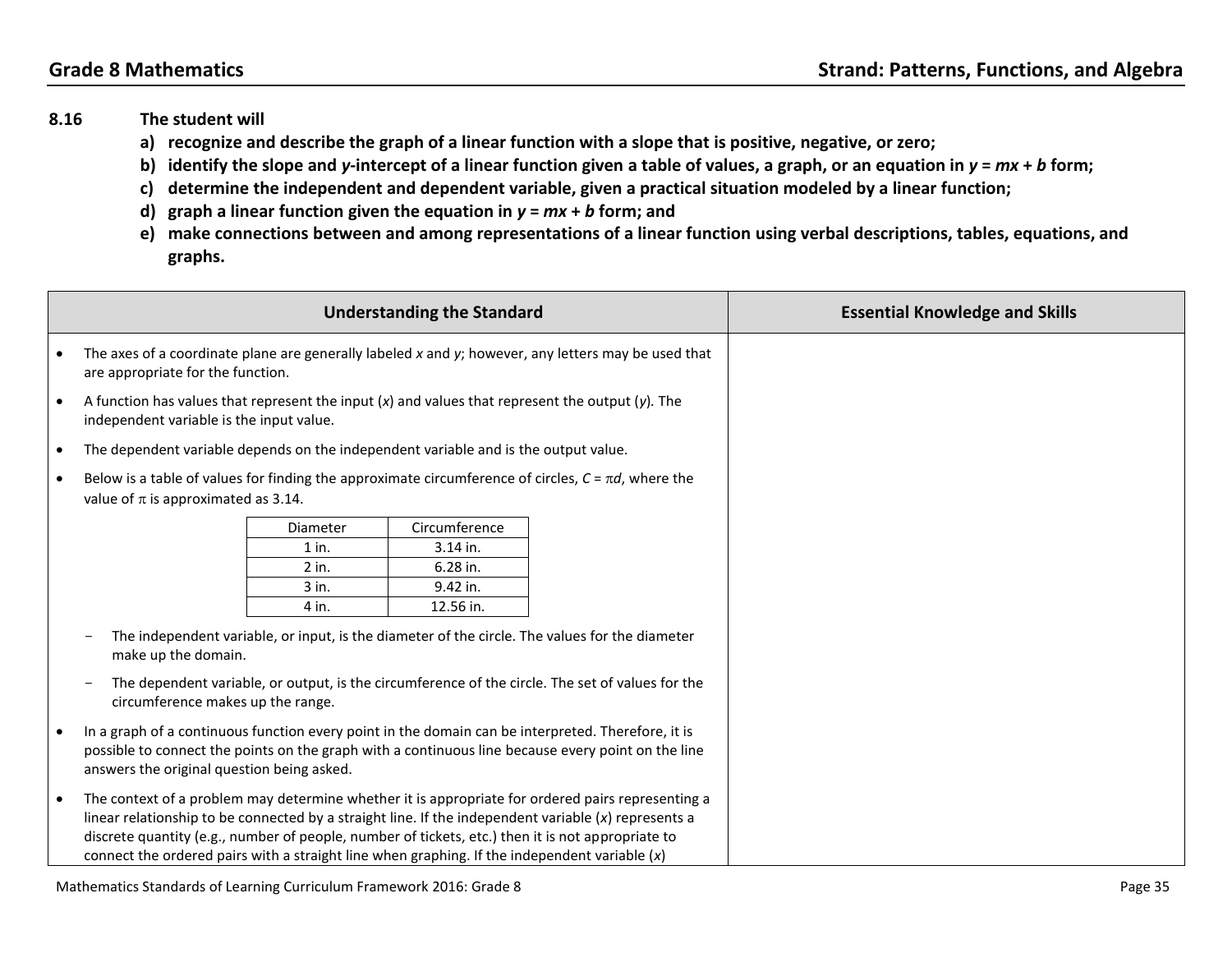## 8.16 The student will

a) **recognize and describe the graph of a linear function with a slope that is positive, negative, or zero;**

b) **identify the slope and *y*-intercept of a linear function given a table of values, a graph, or an equation in $y = mx + b$ form;**

c) **determine the independent and dependent variable, given a practical situation modeled by a linear function;**

d) **graph a linear function given the equation in $y = mx + b$ form; and**

e) **make connections between and among representations of a linear function using verbal descriptions, tables, equations, and graphs.**

### Understanding the Standard

- The axes of a coordinate plane are generally labeled $x$ and $y$; however, any letters may be used that are appropriate for the function.
- A function has values that represent the input ($x$) and values that represent the output ($y$). The independent variable is the input value.
- The dependent variable depends on the independent variable and is the output value.
- Below is a table of values for finding the approximate circumference of circles, $C = \pi d$, where the value of $\pi$ is approximated as 3.14.

| Diameter | Circumference |
|---|---|
| 1 in. | 3.14 in. |
| 2 in. | 6.28 in. |
| 3 in. | 9.42 in. |
| 4 in. | 12.56 in. |

  - The independent variable, or input, is the diameter of the circle. The values for the diameter make up the domain.
  - The dependent variable, or output, is the circumference of the circle. The set of values for the circumference makes up the range.

- In a graph of a continuous function every point in the domain can be interpreted. Therefore, it is possible to connect the points on the graph with a continuous line because every point on the line answers the original question being asked.
- The context of a problem may determine whether it is appropriate for ordered pairs representing a linear relationship to be connected by a straight line. If the independent variable ($x$) represents a discrete quantity (e.g., number of people, number of tickets, etc.) then it is not appropriate to connect the ordered pairs with a straight line when graphing. If the independent variable ($x$)

### Essential Knowledge and Skills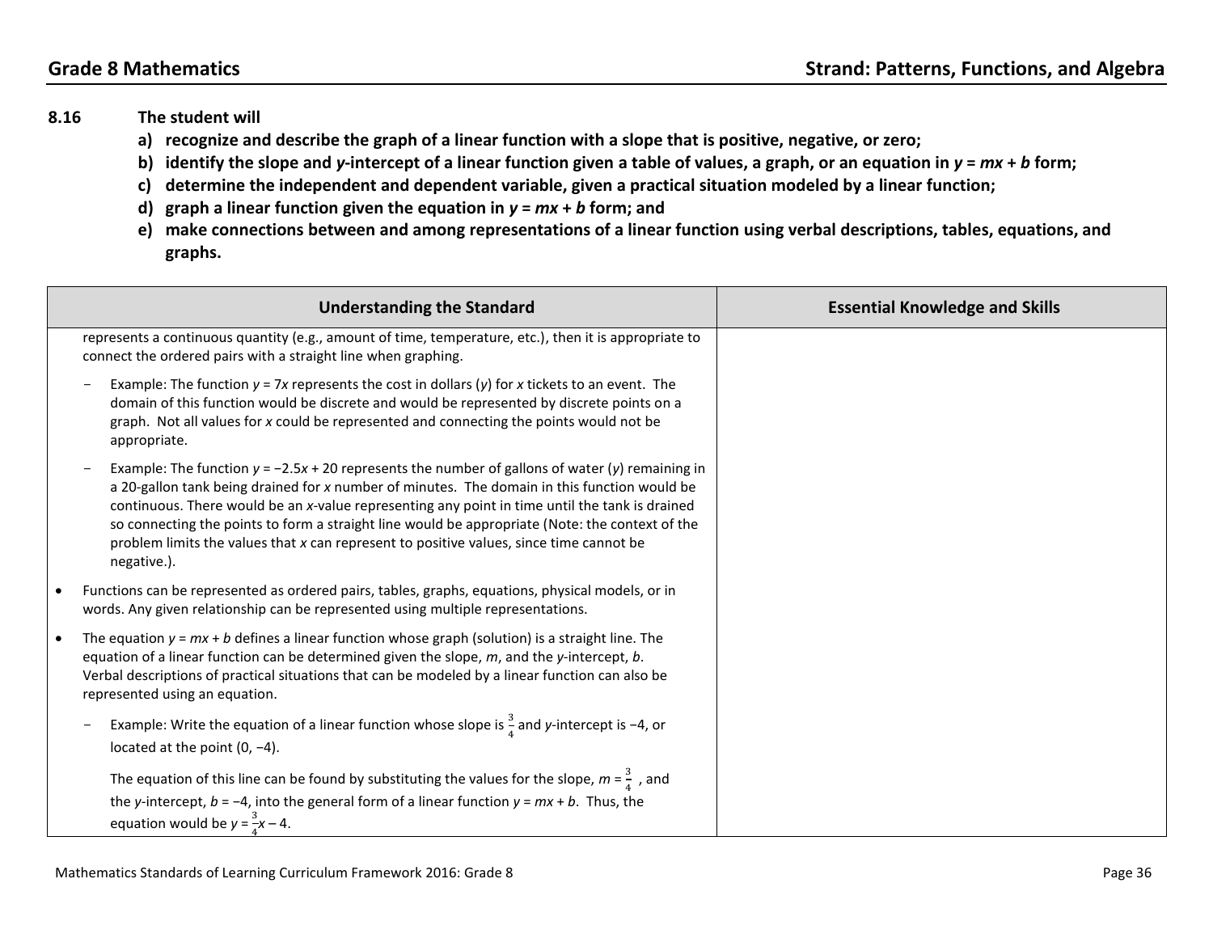**8.16 The student will**

**a) recognize and describe the graph of a linear function with a slope that is positive, negative, or zero;**

**b) identify the slope and *y*-intercept of a linear function given a table of values, a graph, or an equation in $y = mx + b$ form;**

**c) determine the independent and dependent variable, given a practical situation modeled by a linear function;**

**d) graph a linear function given the equation in $y = mx + b$ form; and**

**e) make connections between and among representations of a linear function using verbal descriptions, tables, equations, and graphs.**

| Understanding the Standard | Essential Knowledge and Skills |
| --- | --- |
| represents a continuous quantity (e.g., amount of time, temperature, etc.), then it is appropriate to connect the ordered pairs with a straight line when graphing.<br><br>- Example: The function $y = 7x$ represents the cost in dollars ($y$) for $x$ tickets to an event. The domain of this function would be discrete and would be represented by discrete points on a graph. Not all values for $x$ could be represented and connecting the points would not be appropriate.<br><br>- Example: The function $y = -2.5x + 20$ represents the number of gallons of water ($y$) remaining in a 20-gallon tank being drained for $x$ number of minutes. The domain in this function would be continuous. There would be an $x$-value representing any point in time until the tank is drained so connecting the points to form a straight line would be appropriate (Note: the context of the problem limits the values that $x$ can represent to positive values, since time cannot be negative.).<br><br>• Functions can be represented as ordered pairs, tables, graphs, equations, physical models, or in words. Any given relationship can be represented using multiple representations.<br><br>• The equation $y = mx + b$ defines a linear function whose graph (solution) is a straight line. The equation of a linear function can be determined given the slope, $m$, and the $y$-intercept, $b$. Verbal descriptions of practical situations that can be modeled by a linear function can also be represented using an equation.<br><br>- Example: Write the equation of a linear function whose slope is $\frac{3}{4}$ and $y$-intercept is −4, or located at the point (0, −4).<br><br>The equation of this line can be found by substituting the values for the slope, $m = \frac{3}{4}$, and the $y$-intercept, $b = -4$, into the general form of a linear function $y = mx + b$. Thus, the equation would be $y = \frac{3}{4}x - 4$. | |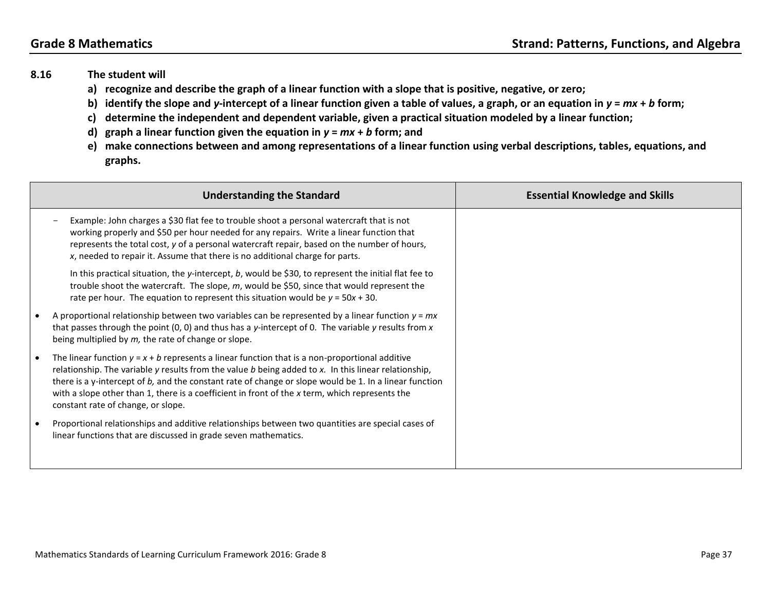**8.16 The student will**

a) **recognize and describe the graph of a linear function with a slope that is positive, negative, or zero;**

b) **identify the slope and *y*-intercept of a linear function given a table of values, a graph, or an equation in $y = mx + b$ form;**

c) **determine the independent and dependent variable, given a practical situation modeled by a linear function;**

d) **graph a linear function given the equation in $y = mx + b$ form; and**

e) **make connections between and among representations of a linear function using verbal descriptions, tables, equations, and graphs.**

| Understanding the Standard | Essential Knowledge and Skills |
|---|---|
| - Example: John charges a \$30 flat fee to trouble shoot a personal watercraft that is not working properly and \$50 per hour needed for any repairs. Write a linear function that represents the total cost, $y$ of a personal watercraft repair, based on the number of hours, $x$, needed to repair it. Assume that there is no additional charge for parts.<br><br>In this practical situation, the $y$-intercept, $b$, would be \$30, to represent the initial flat fee to trouble shoot the watercraft. The slope, $m$, would be \$50, since that would represent the rate per hour. The equation to represent this situation would be $y = 50x + 30$.<br><br>• A proportional relationship between two variables can be represented by a linear function $y = mx$ that passes through the point (0, 0) and thus has a $y$-intercept of 0. The variable $y$ results from $x$ being multiplied by $m$, the rate of change or slope.<br><br>• The linear function $y = x + b$ represents a linear function that is a non-proportional additive relationship. The variable $y$ results from the value $b$ being added to $x$. In this linear relationship, there is a y-intercept of $b$, and the constant rate of change or slope would be 1. In a linear function with a slope other than 1, there is a coefficient in front of the $x$ term, which represents the constant rate of change, or slope.<br><br>• Proportional relationships and additive relationships between two quantities are special cases of linear functions that are discussed in grade seven mathematics. | |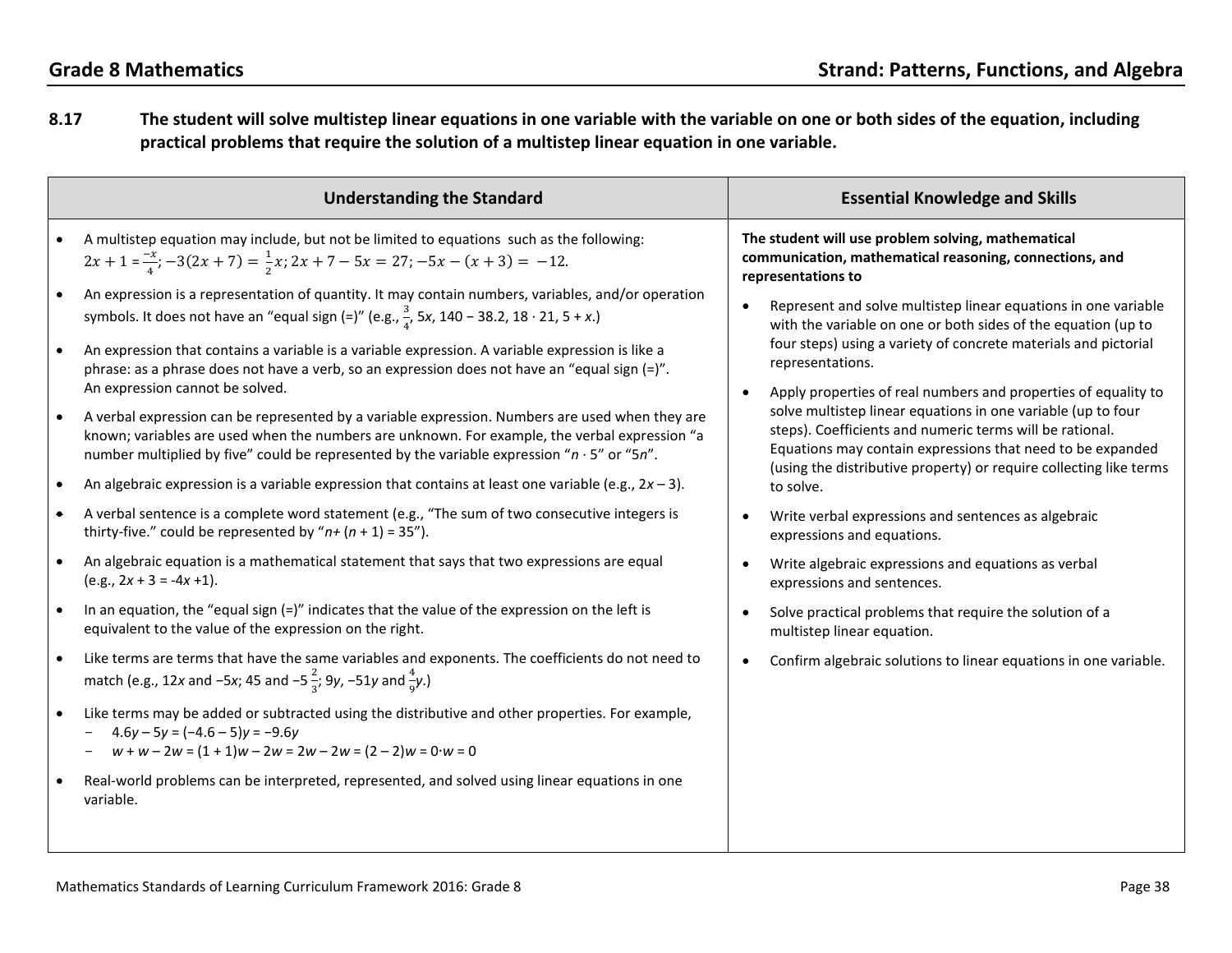**Grade 8 Mathematics** **Strand: Patterns, Functions, and Algebra**

**8.17 The student will solve multistep linear equations in one variable with the variable on one or both sides of the equation, including practical problems that require the solution of a multistep linear equation in one variable.**

| Understanding the Standard | Essential Knowledge and Skills |
|---|---|
| • A multistep equation may include, but not be limited to equations such as the following: $2x + 1 = \frac{-x}{4}$; $-3(2x + 7) = \frac{1}{2}x$; $2x + 7 - 5x = 27$; $-5x - (x + 3) = -12$.<br>• An expression is a representation of quantity. It may contain numbers, variables, and/or operation symbols. It does not have an "equal sign (=)" (e.g., $\frac{3}{4}$, $5x$, $140 - 38.2$, $18 \cdot 21$, $5 + x$.)<br>• An expression that contains a variable is a variable expression. A variable expression is like a phrase: as a phrase does not have a verb, so an expression does not have an "equal sign (=)". An expression cannot be solved.<br>• A verbal expression can be represented by a variable expression. Numbers are used when they are known; variables are used when the numbers are unknown. For example, the verbal expression "a number multiplied by five" could be represented by the variable expression "$n \cdot 5$" or "$5n$".<br>• An algebraic expression is a variable expression that contains at least one variable (e.g., $2x - 3$).<br>• A verbal sentence is a complete word statement (e.g., "The sum of two consecutive integers is thirty-five." could be represented by "$n + (n + 1) = 35$").<br>• An algebraic equation is a mathematical statement that says that two expressions are equal (e.g., $2x + 3 = -4x + 1$).<br>• In an equation, the "equal sign (=)" indicates that the value of the expression on the left is equivalent to the value of the expression on the right.<br>• Like terms are terms that have the same variables and exponents. The coefficients do not need to match (e.g., $12x$ and $-5x$; 45 and $-5\frac{2}{3}$; $9y$, $-51y$ and $\frac{4}{9}y$.)<br>• Like terms may be added or subtracted using the distributive and other properties. For example,<br>  - $4.6y - 5y = (-4.6 - 5)y = -9.6y$<br>  - $w + w - 2w = (1 + 1)w - 2w = 2w - 2w = (2 - 2)w = 0 \cdot w = 0$<br>• Real-world problems can be interpreted, represented, and solved using linear equations in one variable. | **The student will use problem solving, mathematical communication, mathematical reasoning, connections, and representations to**<br>• Represent and solve multistep linear equations in one variable with the variable on one or both sides of the equation (up to four steps) using a variety of concrete materials and pictorial representations.<br>• Apply properties of real numbers and properties of equality to solve multistep linear equations in one variable (up to four steps). Coefficients and numeric terms will be rational. Equations may contain expressions that need to be expanded (using the distributive property) or require collecting like terms to solve.<br>• Write verbal expressions and sentences as algebraic expressions and equations.<br>• Write algebraic expressions and equations as verbal expressions and sentences.<br>• Solve practical problems that require the solution of a multistep linear equation.<br>• Confirm algebraic solutions to linear equations in one variable. |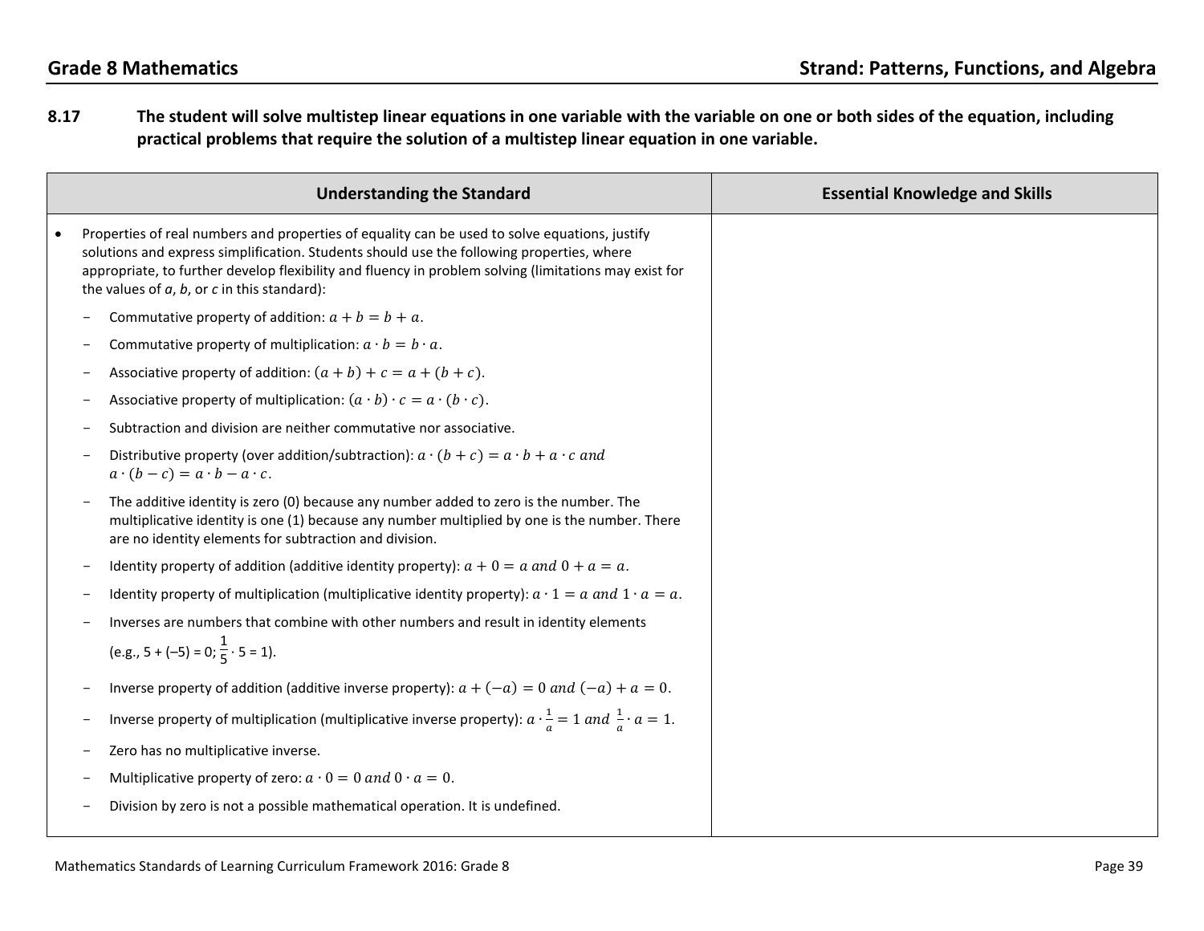# Grade 8 Mathematics — Strand: Patterns, Functions, and Algebra

**8.17 The student will solve multistep linear equations in one variable with the variable on one or both sides of the equation, including practical problems that require the solution of a multistep linear equation in one variable.**

| Understanding the Standard | Essential Knowledge and Skills |
|---|---|
| • Properties of real numbers and properties of equality can be used to solve equations, justify solutions and express simplification. Students should use the following properties, where appropriate, to further develop flexibility and fluency in problem solving (limitations may exist for the values of *a*, *b*, or *c* in this standard):<br>- Commutative property of addition: $a + b = b + a$.<br>- Commutative property of multiplication: $a \cdot b = b \cdot a$.<br>- Associative property of addition: $(a + b) + c = a + (b + c)$.<br>- Associative property of multiplication: $(a \cdot b) \cdot c = a \cdot (b \cdot c)$.<br>- Subtraction and division are neither commutative nor associative.<br>- Distributive property (over addition/subtraction): $a \cdot (b + c) = a \cdot b + a \cdot c$ and $a \cdot (b - c) = a \cdot b - a \cdot c$.<br>- The additive identity is zero (0) because any number added to zero is the number. The multiplicative identity is one (1) because any number multiplied by one is the number. There are no identity elements for subtraction and division.<br>- Identity property of addition (additive identity property): $a + 0 = a$ and $0 + a = a$.<br>- Identity property of multiplication (multiplicative identity property): $a \cdot 1 = a$ and $1 \cdot a = a$.<br>- Inverses are numbers that combine with other numbers and result in identity elements (e.g., $5 + (-5) = 0$; $\frac{1}{5} \cdot 5 = 1$).<br>- Inverse property of addition (additive inverse property): $a + (-a) = 0$ and $(-a) + a = 0$.<br>- Inverse property of multiplication (multiplicative inverse property): $a \cdot \frac{1}{a} = 1$ and $\frac{1}{a} \cdot a = 1$.<br>- Zero has no multiplicative inverse.<br>- Multiplicative property of zero: $a \cdot 0 = 0$ and $0 \cdot a = 0$.<br>- Division by zero is not a possible mathematical operation. It is undefined. | |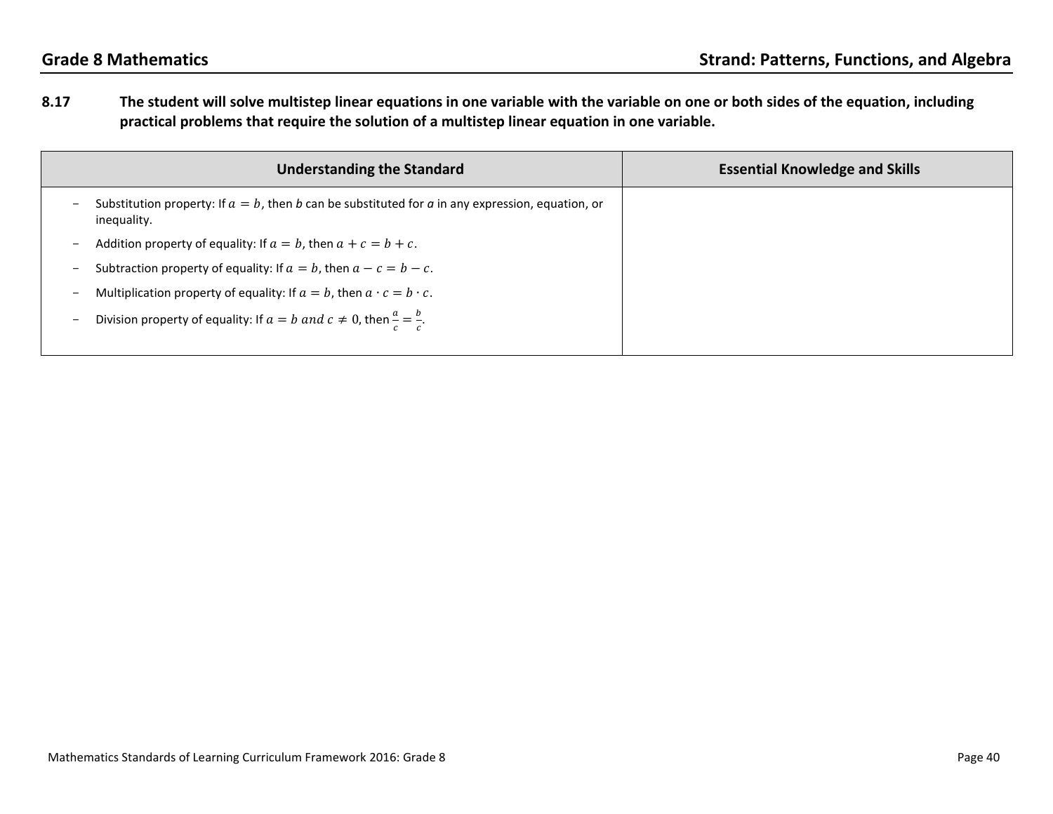**8.17 The student will solve multistep linear equations in one variable with the variable on one or both sides of the equation, including practical problems that require the solution of a multistep linear equation in one variable.**

| Understanding the Standard | Essential Knowledge and Skills |
|---|---|
| - Substitution property: If $a = b$, then *b* can be substituted for *a* in any expression, equation, or inequality.<br>- Addition property of equality: If $a = b$, then $a + c = b + c$.<br>- Subtraction property of equality: If $a = b$, then $a - c = b - c$.<br>- Multiplication property of equality: If $a = b$, then $a \cdot c = b \cdot c$.<br>- Division property of equality: If $a = b \; and \; c \neq 0$, then $\frac{a}{c} = \frac{b}{c}$. | |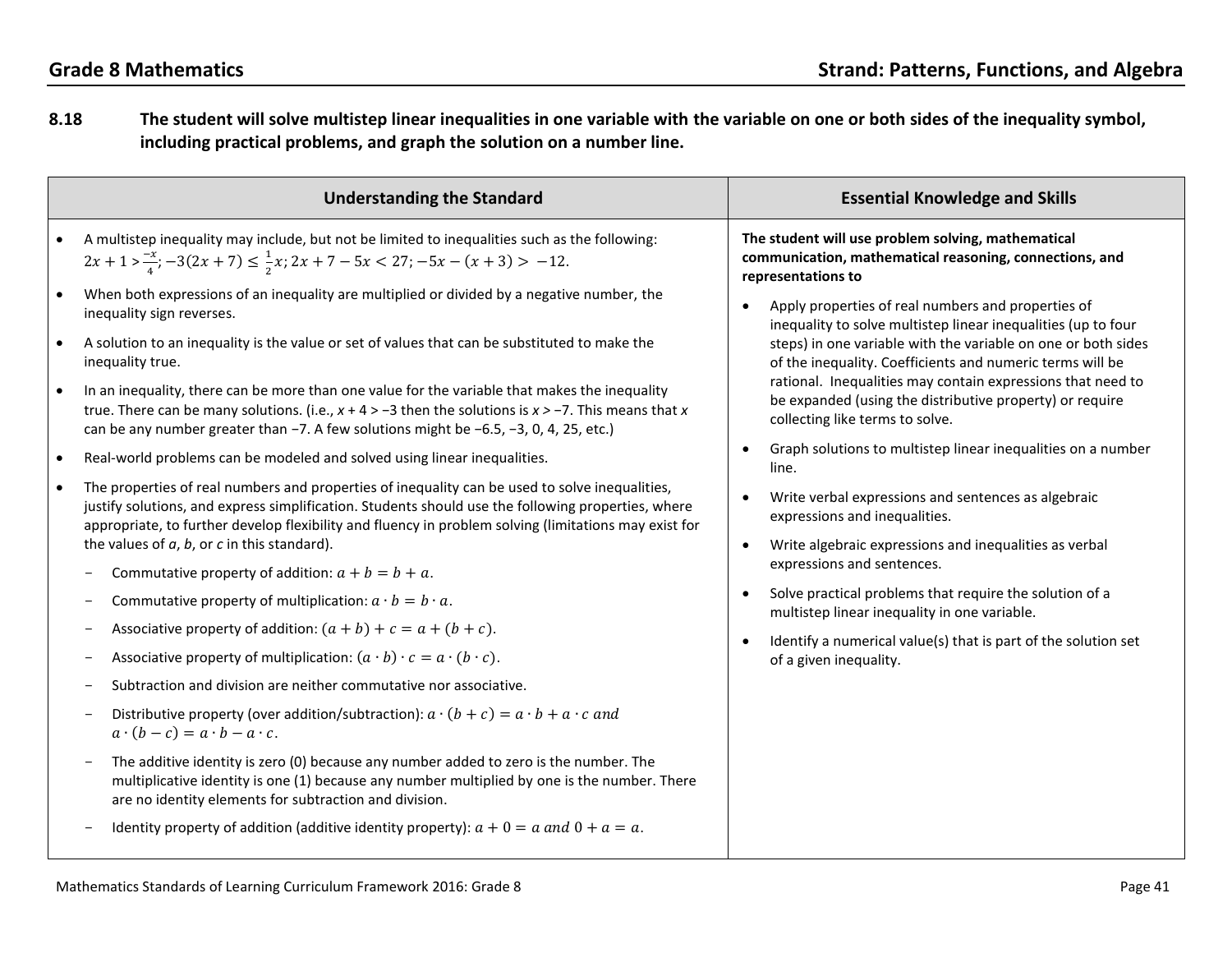## Grade 8 Mathematics

## Strand: Patterns, Functions, and Algebra

**8.18 The student will solve multistep linear inequalities in one variable with the variable on one or both sides of the inequality symbol, including practical problems, and graph the solution on a number line.**

| Understanding the Standard | Essential Knowledge and Skills |
|---|---|
| • A multistep inequality may include, but not be limited to inequalities such as the following: $2x + 1 > \frac{-x}{4}$; $-3(2x + 7) \leq \frac{1}{2}x$; $2x + 7 - 5x < 27$; $-5x - (x + 3) > -12$.<br>• When both expressions of an inequality are multiplied or divided by a negative number, the inequality sign reverses.<br>• A solution to an inequality is the value or set of values that can be substituted to make the inequality true.<br>• In an inequality, there can be more than one value for the variable that makes the inequality true. There can be many solutions. (i.e., $x + 4 > -3$ then the solutions is $x > -7$. This means that $x$ can be any number greater than −7. A few solutions might be −6.5, −3, 0, 4, 25, etc.)<br>• Real-world problems can be modeled and solved using linear inequalities.<br>• The properties of real numbers and properties of inequality can be used to solve inequalities, justify solutions, and express simplification. Students should use the following properties, where appropriate, to further develop flexibility and fluency in problem solving (limitations may exist for the values of *a*, *b*, or *c* in this standard).<br>- Commutative property of addition: $a + b = b + a$.<br>- Commutative property of multiplication: $a \cdot b = b \cdot a$.<br>- Associative property of addition: $(a + b) + c = a + (b + c)$.<br>- Associative property of multiplication: $(a \cdot b) \cdot c = a \cdot (b \cdot c)$.<br>- Subtraction and division are neither commutative nor associative.<br>- Distributive property (over addition/subtraction): $a \cdot (b + c) = a \cdot b + a \cdot c$ *and* $a \cdot (b - c) = a \cdot b - a \cdot c$.<br>- The additive identity is zero (0) because any number added to zero is the number. The multiplicative identity is one (1) because any number multiplied by one is the number. There are no identity elements for subtraction and division.<br>- Identity property of addition (additive identity property): $a + 0 = a$ *and* $0 + a = a$. | **The student will use problem solving, mathematical communication, mathematical reasoning, connections, and representations to**<br>• Apply properties of real numbers and properties of inequality to solve multistep linear inequalities (up to four steps) in one variable with the variable on one or both sides of the inequality. Coefficients and numeric terms will be rational. Inequalities may contain expressions that need to be expanded (using the distributive property) or require collecting like terms to solve.<br>• Graph solutions to multistep linear inequalities on a number line.<br>• Write verbal expressions and sentences as algebraic expressions and inequalities.<br>• Write algebraic expressions and inequalities as verbal expressions and sentences.<br>• Solve practical problems that require the solution of a multistep linear inequality in one variable.<br>• Identify a numerical value(s) that is part of the solution set of a given inequality. |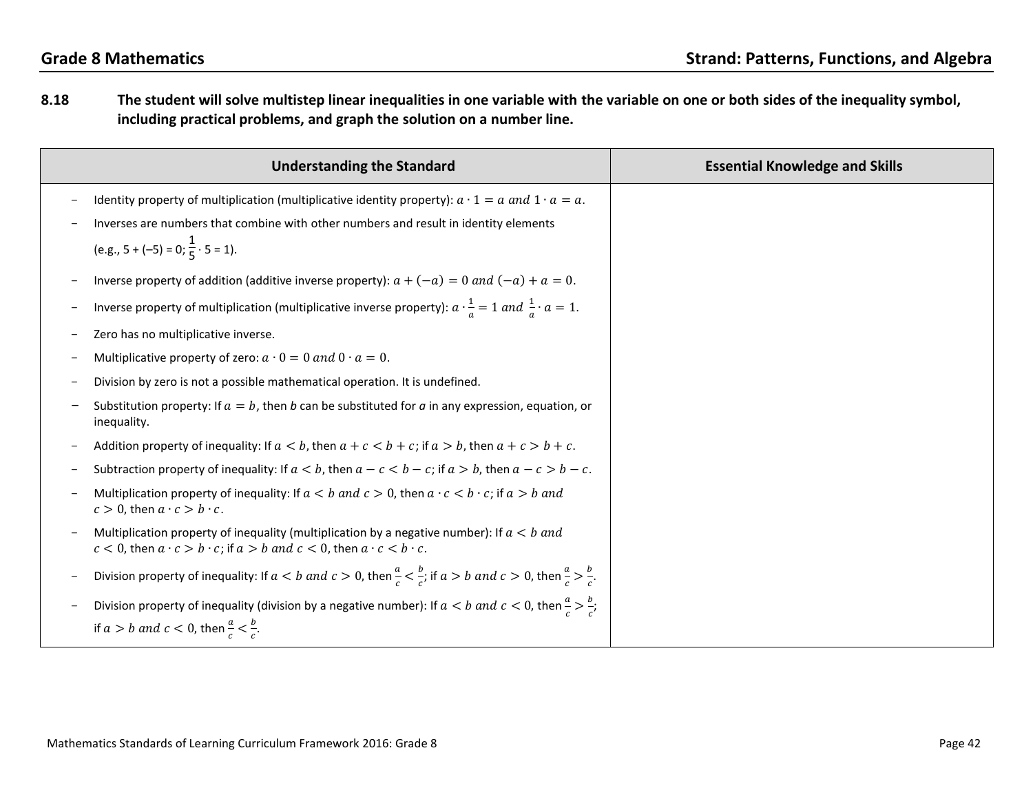**8.18 The student will solve multistep linear inequalities in one variable with the variable on one or both sides of the inequality symbol, including practical problems, and graph the solution on a number line.**

| Understanding the Standard | Essential Knowledge and Skills |
|---|---|
| – Identity property of multiplication (multiplicative identity property): $a \cdot 1 = a \text{ and } 1 \cdot a = a$.<br>– Inverses are numbers that combine with other numbers and result in identity elements (e.g., 5 + (–5) = 0; $\frac{1}{5} \cdot 5 = 1$).<br>– Inverse property of addition (additive inverse property): $a + (-a) = 0 \text{ and } (-a) + a = 0$.<br>– Inverse property of multiplication (multiplicative inverse property): $a \cdot \frac{1}{a} = 1 \text{ and } \frac{1}{a} \cdot a = 1$.<br>– Zero has no multiplicative inverse.<br>– Multiplicative property of zero: $a \cdot 0 = 0 \text{ and } 0 \cdot a = 0$.<br>– Division by zero is not a possible mathematical operation. It is undefined.<br>– Substitution property: If $a = b$, then *b* can be substituted for *a* in any expression, equation, or inequality.<br>– Addition property of inequality: If $a < b$, then $a + c < b + c$; if $a > b$, then $a + c > b + c$.<br>– Subtraction property of inequality: If $a < b$, then $a - c < b - c$; if $a > b$, then $a - c > b - c$.<br>– Multiplication property of inequality: If $a < b \text{ and } c > 0$, then $a \cdot c < b \cdot c$; if $a > b \text{ and } c > 0$, then $a \cdot c > b \cdot c$.<br>– Multiplication property of inequality (multiplication by a negative number): If $a < b \text{ and } c < 0$, then $a \cdot c > b \cdot c$; if $a > b \text{ and } c < 0$, then $a \cdot c < b \cdot c$.<br>– Division property of inequality: If $a < b \text{ and } c > 0$, then $\frac{a}{c} < \frac{b}{c}$; if $a > b \text{ and } c > 0$, then $\frac{a}{c} > \frac{b}{c}$.<br>– Division property of inequality (division by a negative number): If $a < b \text{ and } c < 0$, then $\frac{a}{c} > \frac{b}{c}$; if $a > b \text{ and } c < 0$, then $\frac{a}{c} < \frac{b}{c}$. | |